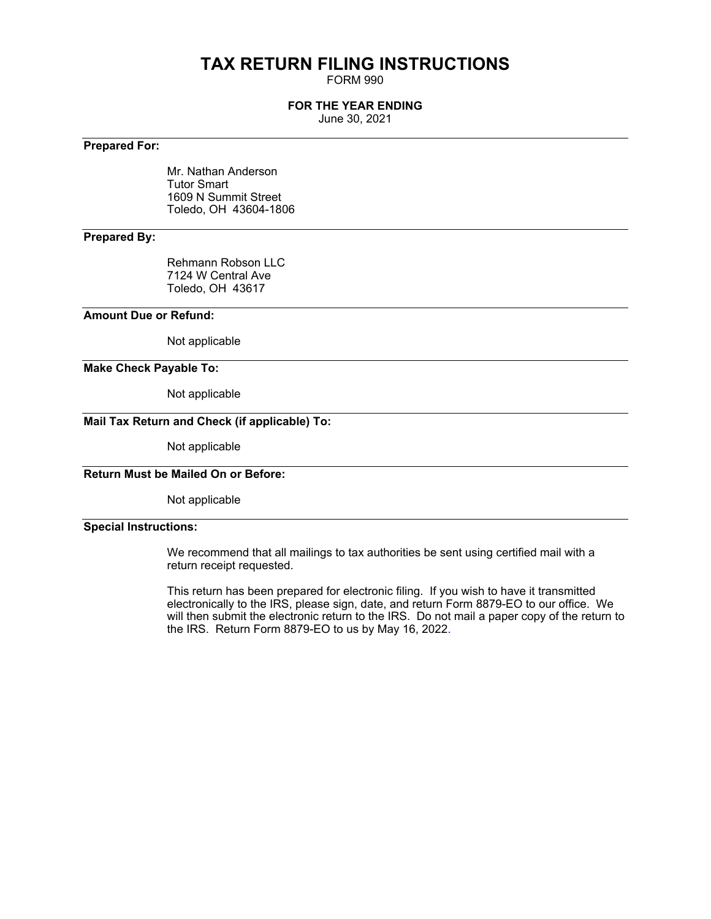# TAX RETURN FILING INSTRUCTIONS

FORM 990

**FOR THE YEAR ENDING**

June 30, 2021

---

**Prepared For:**

Mr. Nathan Anderson
Tutor Smart
1609 N Summit Street
Toledo, OH 43604-1806

---

**Prepared By:**

Rehmann Robson LLC
7124 W Central Ave
Toledo, OH 43617

---

**Amount Due or Refund:**

Not applicable

---

**Make Check Payable To:**

Not applicable

---

**Mail Tax Return and Check (if applicable) To:**

Not applicable

---

**Return Must be Mailed On or Before:**

Not applicable

---

**Special Instructions:**

We recommend that all mailings to tax authorities be sent using certified mail with a return receipt requested.

This return has been prepared for electronic filing. If you wish to have it transmitted electronically to the IRS, please sign, date, and return Form 8879-EO to our office. We will then submit the electronic return to the IRS. Do not mail a paper copy of the return to the IRS. Return Form 8879-EO to us by May 16, 2022.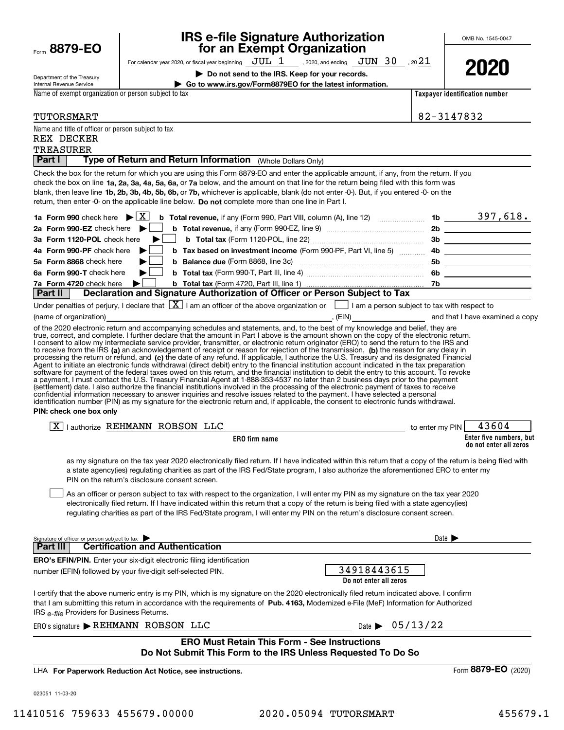Form **8879-EO**

Department of the Treasury
Internal Revenue Service

# IRS e-file Signature Authorization for an Exempt Organization

For calendar year 2020, or fiscal year beginning JUL 1, 2020, and ending JUN 30, 20 21

▶ **Do not send to the IRS. Keep for your records.**

▶ **Go to www.irs.gov/Form8879EO for the latest information.**

OMB No. 1545-0047

**2020**

Name of exempt organization or person subject to tax: TUTORSMART

Taxpayer identification number: 82-3147832

Name and title of officer or person subject to tax:
REX DECKER
TREASURER

## Part I — Type of Return and Return Information (Whole Dollars Only)

Check the box for the return for which you are using this Form 8879-EO and enter the applicable amount, if any, from the return. If you check the box on line **1a, 2a, 3a, 4a, 5a, 6a,** or **7a** below, and the amount on that line for the return being filed with this form was blank, then leave line **1b, 2b, 3b, 4b, 5b, 6b,** or **7b,** whichever is applicable, blank (do not enter -0-). But, if you entered -0- on the return, then enter -0- on the applicable line below. **Do not** complete more than one line in Part I.

| | | | |
|---|---|---|---|
| **1a Form 990** check here ▶ [X] | **b Total revenue,** if any (Form 990, Part VIII, column (A), line 12) | 1b | 397,618. |
| **2a Form 990-EZ** check here ▶ [ ] | **b Total revenue,** if any (Form 990-EZ, line 9) | 2b | |
| **3a Form 1120-POL** check here ▶ [ ] | **b Total tax** (Form 1120-POL, line 22) | 3b | |
| **4a Form 990-PF** check here ▶ [ ] | **b Tax based on investment income** (Form 990-PF, Part VI, line 5) | 4b | |
| **5a Form 8868** check here ▶ [ ] | **b Balance due** (Form 8868, line 3c) | 5b | |
| **6a Form 990-T** check here ▶ [ ] | **b Total tax** (Form 990-T, Part III, line 4) | 6b | |
| **7a Form 4720** check here ▶ [ ] | **b Total tax** (Form 4720, Part III, line 1) | 7b | |

## Part II — Declaration and Signature Authorization of Officer or Person Subject to Tax

Under penalties of perjury, I declare that [X] I am an officer of the above organization or [ ] I am a person subject to tax with respect to (name of organization) \_\_\_\_\_\_\_\_, (EIN) \_\_\_\_\_\_\_\_ and that I have examined a copy of the 2020 electronic return and accompanying schedules and statements, and, to the best of my knowledge and belief, they are true, correct, and complete. I further declare that the amount in Part I above is the amount shown on the copy of the electronic return. I consent to allow my intermediate service provider, transmitter, or electronic return originator (ERO) to send the return to the IRS and to receive from the IRS **(a)** an acknowledgement of receipt or reason for rejection of the transmission, **(b)** the reason for any delay in processing the return or refund, and **(c)** the date of any refund. If applicable, I authorize the U.S. Treasury and its designated Financial Agent to initiate an electronic funds withdrawal (direct debit) entry to the financial institution account indicated in the tax preparation software for payment of the federal taxes owed on this return, and the financial institution to debit the entry to this account. To revoke a payment, I must contact the U.S. Treasury Financial Agent at 1-888-353-4537 no later than 2 business days prior to the payment (settlement) date. I also authorize the financial institutions involved in the processing of the electronic payment of taxes to receive confidential information necessary to answer inquiries and resolve issues related to the payment. I have selected a personal identification number (PIN) as my signature for the electronic return and, if applicable, the consent to electronic funds withdrawal.

**PIN: check one box only**

[X] I authorize REHMANN ROBSON LLC (ERO firm name) to enter my PIN 43604 (Enter five numbers, but do not enter all zeros) as my signature on the tax year 2020 electronically filed return. If I have indicated within this return that a copy of the return is being filed with a state agency(ies) regulating charities as part of the IRS Fed/State program, I also authorize the aforementioned ERO to enter my PIN on the return's disclosure consent screen.

[ ] As an officer or person subject to tax with respect to the organization, I will enter my PIN as my signature on the tax year 2020 electronically filed return. If I have indicated within this return that a copy of the return is being filed with a state agency(ies) regulating charities as part of the IRS Fed/State program, I will enter my PIN on the return's disclosure consent screen.

Signature of officer or person subject to tax ▶ \_\_\_\_\_\_\_\_ Date ▶ \_\_\_\_\_\_\_\_

## Part III — Certification and Authentication

**ERO's EFIN/PIN.** Enter your six-digit electronic filing identification number (EFIN) followed by your five-digit self-selected PIN. 34918443615 (Do not enter all zeros)

I certify that the above numeric entry is my PIN, which is my signature on the 2020 electronically filed return indicated above. I confirm that I am submitting this return in accordance with the requirements of **Pub. 4163,** Modernized e-File (MeF) Information for Authorized IRS *e-file* Providers for Business Returns.

ERO's signature ▶ REHMANN ROBSON LLC Date ▶ 05/13/22

**ERO Must Retain This Form - See Instructions**
**Do Not Submit This Form to the IRS Unless Requested To Do So**

LHA **For Paperwork Reduction Act Notice, see instructions.** Form **8879-EO** (2020)

023051 11-03-20

11410516 759633 455679.00000 2020.05094 TUTORSMART 455679.1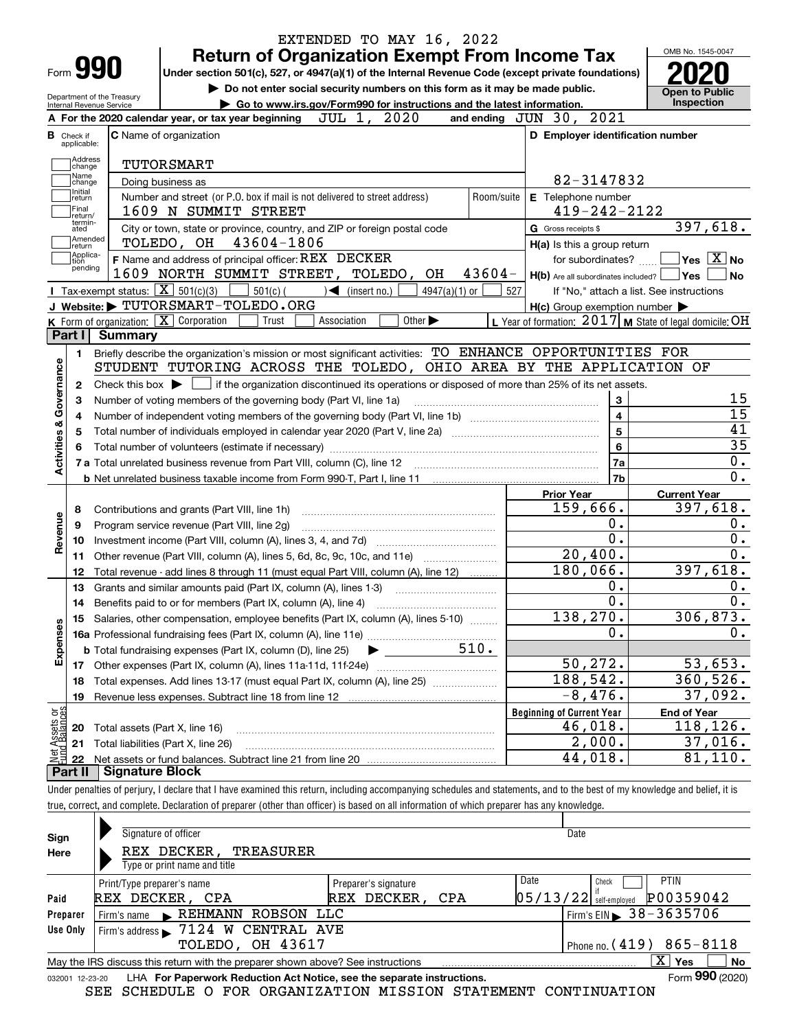EXTENDED TO MAY 16, 2022

Form **990**

# Return of Organization Exempt From Income Tax

**Under section 501(c), 527, or 4947(a)(1) of the Internal Revenue Code (except private foundations)**

▶ **Do not enter social security numbers on this form as it may be made public.**

▶ **Go to www.irs.gov/Form990 for instructions and the latest information.**

OMB No. 1545-0047

**2020**

**Open to Public Inspection**

Department of the Treasury
Internal Revenue Service

**A** For the 2020 calendar year, or tax year beginning JUL 1, 2020 and ending JUN 30, 2021

**B** Check if applicable: Address change, Name change, Initial return, Final return/terminated, Amended return, Application pending

**C** Name of organization: TUTORSMART

Doing business as

Number and street (or P.O. box if mail is not delivered to street address): 1609 N SUMMIT STREET — Room/suite

City or town, state or province, country, and ZIP or foreign postal code: TOLEDO, OH 43604-1806

**D** Employer identification number: 82-3147832

**E** Telephone number: 419-242-2122

**G** Gross receipts $ 397,618.

**F** Name and address of principal officer: REX DECKER
1609 NORTH SUMMIT STREET, TOLEDO, OH 43604-

**H(a)** Is this a group return for subordinates? ☐ Yes ☒ No

**H(b)** Are all subordinates included? ☐ Yes ☐ No
If "No," attach a list. See instructions

**H(c)** Group exemption number ▶

**I** Tax-exempt status: ☒ 501(c)(3) ☐ 501(c) ( ) ◀ (insert no.) ☐ 4947(a)(1) or ☐ 527

**J** Website: ▶ TUTORSMART-TOLEDO.ORG

**K** Form of organization: ☒ Corporation ☐ Trust ☐ Association ☐ Other ▶

**L** Year of formation: 2017 **M** State of legal domicile: OH

## Part I Summary

**Activities & Governance**

1 Briefly describe the organization's mission or most significant activities: TO ENHANCE OPPORTUNITIES FOR STUDENT TUTORING ACROSS THE TOLEDO, OHIO AREA BY THE APPLICATION OF

2 Check this box ▶ ☐ if the organization discontinued its operations or disposed of more than 25% of its net assets.

| | | | |
|---|---|---|---|
| 3 | Number of voting members of the governing body (Part VI, line 1a) | 3 | 15 |
| 4 | Number of independent voting members of the governing body (Part VI, line 1b) | 4 | 15 |
| 5 | Total number of individuals employed in calendar year 2020 (Part V, line 2a) | 5 | 41 |
| 6 | Total number of volunteers (estimate if necessary) | 6 | 35 |
| 7a | Total unrelated business revenue from Part VIII, column (C), line 12 | 7a | 0. |
| b | Net unrelated business taxable income from Form 990-T, Part I, line 11 | 7b | 0. |

| | | | Prior Year | Current Year |
|---|---|---|---|---|
| **Revenue** | 8 | Contributions and grants (Part VIII, line 1h) | 159,666. | 397,618. |
| | 9 | Program service revenue (Part VIII, line 2g) | 0. | 0. |
| | 10 | Investment income (Part VIII, column (A), lines 3, 4, and 7d) | 0. | 0. |
| | 11 | Other revenue (Part VIII, column (A), lines 5, 6d, 8c, 9c, 10c, and 11e) | 20,400. | 0. |
| | 12 | Total revenue - add lines 8 through 11 (must equal Part VIII, column (A), line 12) | 180,066. | 397,618. |
| **Expenses** | 13 | Grants and similar amounts paid (Part IX, column (A), lines 1-3) | 0. | 0. |
| | 14 | Benefits paid to or for members (Part IX, column (A), line 4) | 0. | 0. |
| | 15 | Salaries, other compensation, employee benefits (Part IX, column (A), lines 5-10) | 138,270. | 306,873. |
| | 16a | Professional fundraising fees (Part IX, column (A), line 11e) | 0. | 0. |
| | b | Total fundraising expenses (Part IX, column (D), line 25) ▶ 510. | | |
| | 17 | Other expenses (Part IX, column (A), lines 11a-11d, 11f-24e) | 50,272. | 53,653. |
| | 18 | Total expenses. Add lines 13-17 (must equal Part IX, column (A), line 25) | 188,542. | 360,526. |
| | 19 | Revenue less expenses. Subtract line 18 from line 12 | -8,476. | 37,092. |

| | | | Beginning of Current Year | End of Year |
|---|---|---|---|---|
| **Net Assets or Fund Balances** | 20 | Total assets (Part X, line 16) | 46,018. | 118,126. |
| | 21 | Total liabilities (Part X, line 26) | 2,000. | 37,016. |
| | 22 | Net assets or fund balances. Subtract line 21 from line 20 | 44,018. | 81,110. |

## Part II Signature Block

Under penalties of perjury, I declare that I have examined this return, including accompanying schedules and statements, and to the best of my knowledge and belief, it is true, correct, and complete. Declaration of preparer (other than officer) is based on all information of which preparer has any knowledge.

**Sign Here**

Signature of officer — Date

REX DECKER, TREASURER
Type or print name and title

**Paid Preparer Use Only**

| Print/Type preparer's name | Preparer's signature | Date | Check if self-employed | PTIN |
|---|---|---|---|---|
| REX DECKER, CPA | REX DECKER, CPA | 05/13/22 | ☐ | P00359042 |

Firm's name ▶ REHMANN ROBSON LLC — Firm's EIN ▶ 38-3635706

Firm's address ▶ 7124 W CENTRAL AVE, TOLEDO, OH 43617 — Phone no. (419) 865-8118

May the IRS discuss this return with the preparer shown above? See instructions ☒ Yes ☐ No

032001 12-23-20 LHA **For Paperwork Reduction Act Notice, see the separate instructions.** Form **990** (2020)

SEE SCHEDULE O FOR ORGANIZATION MISSION STATEMENT CONTINUATION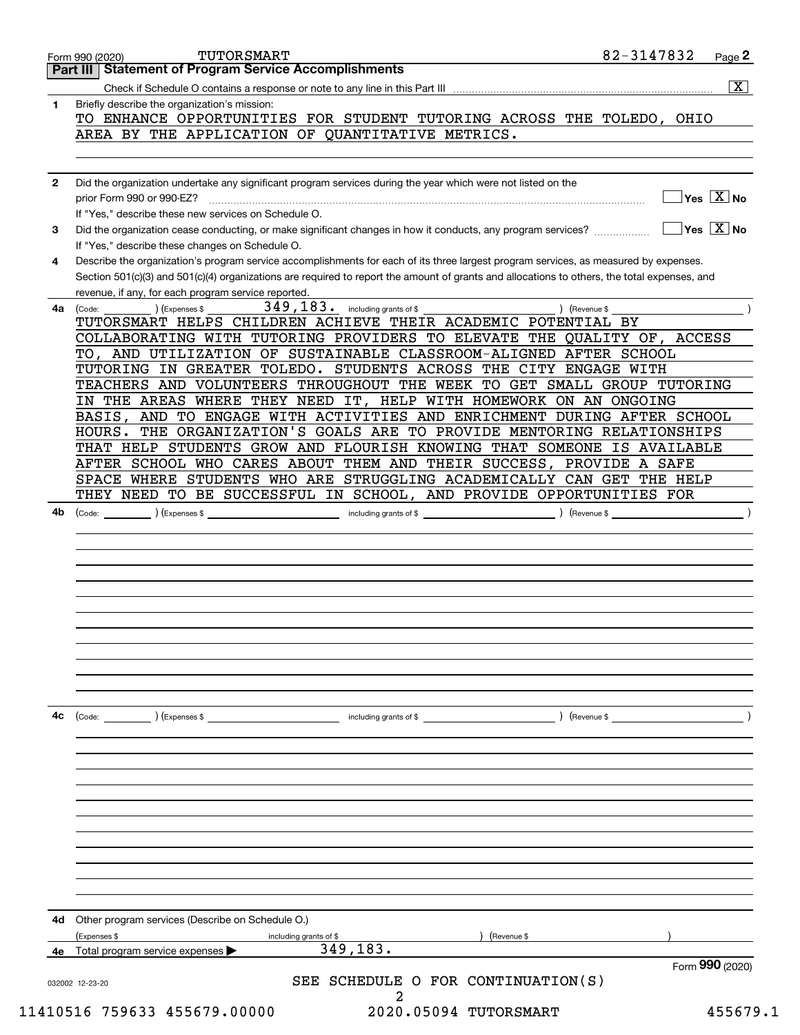Form 990 (2020) TUTORSMART 82-3147832

## Part III Statement of Program Service Accomplishments

Check if Schedule O contains a response or note to any line in this Part III ..... [X]

**1** Briefly describe the organization's mission:

TO ENHANCE OPPORTUNITIES FOR STUDENT TUTORING ACROSS THE TOLEDO, OHIO AREA BY THE APPLICATION OF QUANTITATIVE METRICS.

**2** Did the organization undertake any significant program services during the year which were not listed on the prior Form 990 or 990-EZ? ..... [ ] Yes [X] No

If "Yes," describe these new services on Schedule O.

**3** Did the organization cease conducting, or make significant changes in how it conducts, any program services? ..... [ ] Yes [X] No

If "Yes," describe these changes on Schedule O.

**4** Describe the organization's program service accomplishments for each of its three largest program services, as measured by expenses. Section 501(c)(3) and 501(c)(4) organizations are required to report the amount of grants and allocations to others, the total expenses, and revenue, if any, for each program service reported.

**4a** (Code: ) (Expenses $ 349,183. including grants of $ ) (Revenue $ )

TUTORSMART HELPS CHILDREN ACHIEVE THEIR ACADEMIC POTENTIAL BY COLLABORATING WITH TUTORING PROVIDERS TO ELEVATE THE QUALITY OF, ACCESS TO, AND UTILIZATION OF SUSTAINABLE CLASSROOM-ALIGNED AFTER SCHOOL TUTORING IN GREATER TOLEDO. STUDENTS ACROSS THE CITY ENGAGE WITH TEACHERS AND VOLUNTEERS THROUGHOUT THE WEEK TO GET SMALL GROUP TUTORING IN THE AREAS WHERE THEY NEED IT, HELP WITH HOMEWORK ON AN ONGOING BASIS, AND TO ENGAGE WITH ACTIVITIES AND ENRICHMENT DURING AFTER SCHOOL HOURS. THE ORGANIZATION'S GOALS ARE TO PROVIDE MENTORING RELATIONSHIPS THAT HELP STUDENTS GROW AND FLOURISH KNOWING THAT SOMEONE IS AVAILABLE AFTER SCHOOL WHO CARES ABOUT THEM AND THEIR SUCCESS, PROVIDE A SAFE SPACE WHERE STUDENTS WHO ARE STRUGGLING ACADEMICALLY CAN GET THE HELP THEY NEED TO BE SUCCESSFUL IN SCHOOL, AND PROVIDE OPPORTUNITIES FOR

**4b** (Code: ) (Expenses $ including grants of $ ) (Revenue $ )

**4c** (Code: ) (Expenses $ including grants of $ ) (Revenue $ )

**4d** Other program services (Describe on Schedule O.)

(Expenses $ including grants of $ ) (Revenue $ )

**4e** Total program service expenses ▶ 349,183.

Form **990** (2020)

SEE SCHEDULE O FOR CONTINUATION(S)

032002 12-23-20

11410516 759633 455679.00000 2020.05094 TUTORSMART 455679.1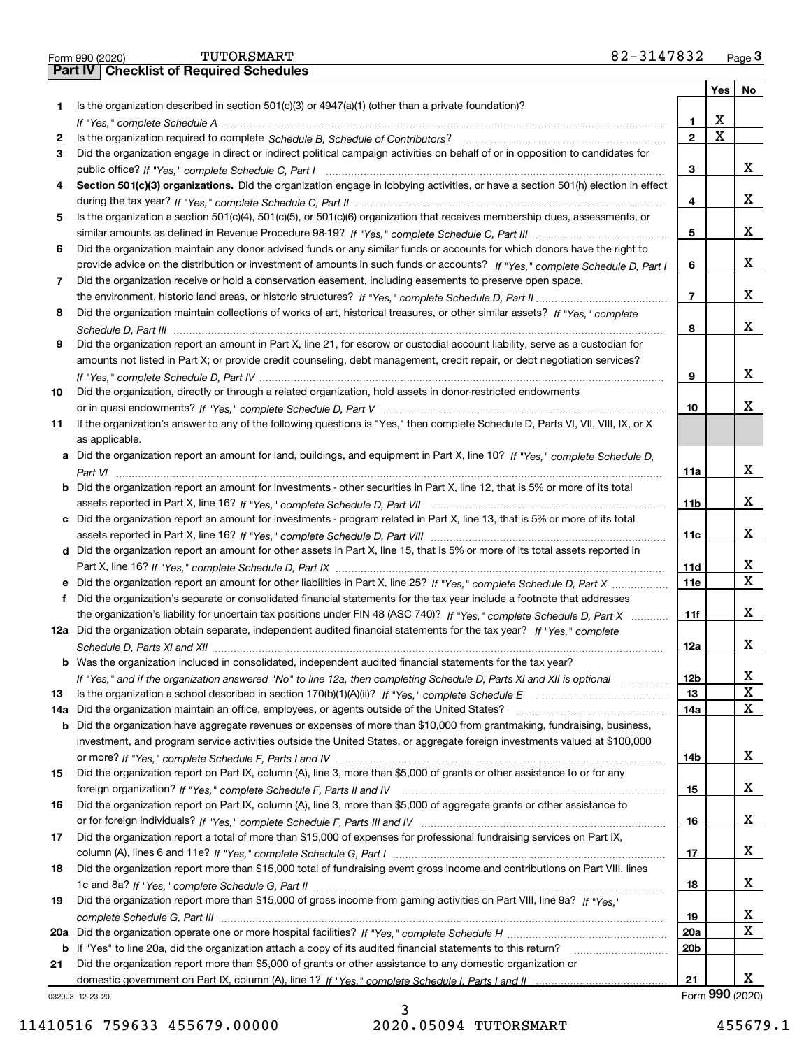Form 990 (2020) TUTORSMART 82-3147832 Page **3**

## Part IV Checklist of Required Schedules

| | | | Yes | No |
|---|---|---|---|---|
| **1** | Is the organization described in section 501(c)(3) or 4947(a)(1) (other than a private foundation)? *If "Yes," complete Schedule A* | **1** | X | |
| **2** | Is the organization required to complete *Schedule B, Schedule of Contributors*? | **2** | X | |
| **3** | Did the organization engage in direct or indirect political campaign activities on behalf of or in opposition to candidates for public office? *If "Yes," complete Schedule C, Part I* | **3** | | X |
| **4** | **Section 501(c)(3) organizations.** Did the organization engage in lobbying activities, or have a section 501(h) election in effect during the tax year? *If "Yes," complete Schedule C, Part II* | **4** | | X |
| **5** | Is the organization a section 501(c)(4), 501(c)(5), or 501(c)(6) organization that receives membership dues, assessments, or similar amounts as defined in Revenue Procedure 98-19? *If "Yes," complete Schedule C, Part III* | **5** | | X |
| **6** | Did the organization maintain any donor advised funds or any similar funds or accounts for which donors have the right to provide advice on the distribution or investment of amounts in such funds or accounts? *If "Yes," complete Schedule D, Part I* | **6** | | X |
| **7** | Did the organization receive or hold a conservation easement, including easements to preserve open space, the environment, historic land areas, or historic structures? *If "Yes," complete Schedule D, Part II* | **7** | | X |
| **8** | Did the organization maintain collections of works of art, historical treasures, or other similar assets? *If "Yes," complete Schedule D, Part III* | **8** | | X |
| **9** | Did the organization report an amount in Part X, line 21, for escrow or custodial account liability, serve as a custodian for amounts not listed in Part X; or provide credit counseling, debt management, credit repair, or debt negotiation services? *If "Yes," complete Schedule D, Part IV* | **9** | | X |
| **10** | Did the organization, directly or through a related organization, hold assets in donor-restricted endowments or in quasi endowments? *If "Yes," complete Schedule D, Part V* | **10** | | X |
| **11** | If the organization's answer to any of the following questions is "Yes," then complete Schedule D, Parts VI, VII, VIII, IX, or X as applicable. | | | |
| **a** | Did the organization report an amount for land, buildings, and equipment in Part X, line 10? *If "Yes," complete Schedule D, Part VI* | **11a** | | X |
| **b** | Did the organization report an amount for investments - other securities in Part X, line 12, that is 5% or more of its total assets reported in Part X, line 16? *If "Yes," complete Schedule D, Part VII* | **11b** | | X |
| **c** | Did the organization report an amount for investments - program related in Part X, line 13, that is 5% or more of its total assets reported in Part X, line 16? *If "Yes," complete Schedule D, Part VIII* | **11c** | | X |
| **d** | Did the organization report an amount for other assets in Part X, line 15, that is 5% or more of its total assets reported in Part X, line 16? *If "Yes," complete Schedule D, Part IX* | **11d** | | X |
| **e** | Did the organization report an amount for other liabilities in Part X, line 25? *If "Yes," complete Schedule D, Part X* | **11e** | | X |
| **f** | Did the organization's separate or consolidated financial statements for the tax year include a footnote that addresses the organization's liability for uncertain tax positions under FIN 48 (ASC 740)? *If "Yes," complete Schedule D, Part X* | **11f** | | X |
| **12a** | Did the organization obtain separate, independent audited financial statements for the tax year? *If "Yes," complete Schedule D, Parts XI and XII* | **12a** | | X |
| **b** | Was the organization included in consolidated, independent audited financial statements for the tax year? *If "Yes," and if the organization answered "No" to line 12a, then completing Schedule D, Parts XI and XII is optional* | **12b** | | X |
| **13** | Is the organization a school described in section 170(b)(1)(A)(ii)? *If "Yes," complete Schedule E* | **13** | | X |
| **14a** | Did the organization maintain an office, employees, or agents outside of the United States? | **14a** | | X |
| **b** | Did the organization have aggregate revenues or expenses of more than $10,000 from grantmaking, fundraising, business, investment, and program service activities outside the United States, or aggregate foreign investments valued at $100,000 or more? *If "Yes," complete Schedule F, Parts I and IV* | **14b** | | X |
| **15** | Did the organization report on Part IX, column (A), line 3, more than $5,000 of grants or other assistance to or for any foreign organization? *If "Yes," complete Schedule F, Parts II and IV* | **15** | | X |
| **16** | Did the organization report on Part IX, column (A), line 3, more than $5,000 of aggregate grants or other assistance to or for foreign individuals? *If "Yes," complete Schedule F, Parts III and IV* | **16** | | X |
| **17** | Did the organization report a total of more than $15,000 of expenses for professional fundraising services on Part IX, column (A), lines 6 and 11e? *If "Yes," complete Schedule G, Part I* | **17** | | X |
| **18** | Did the organization report more than $15,000 total of fundraising event gross income and contributions on Part VIII, lines 1c and 8a? *If "Yes," complete Schedule G, Part II* | **18** | | X |
| **19** | Did the organization report more than $15,000 of gross income from gaming activities on Part VIII, line 9a? *If "Yes," complete Schedule G, Part III* | **19** | | X |
| **20a** | Did the organization operate one or more hospital facilities? *If "Yes," complete Schedule H* | **20a** | | X |
| **b** | If "Yes" to line 20a, did the organization attach a copy of its audited financial statements to this return? | **20b** | | |
| **21** | Did the organization report more than $5,000 of grants or other assistance to any domestic organization or domestic government on Part IX, column (A), line 1? *If "Yes," complete Schedule I, Parts I and II* | **21** | | X |

032003 12-23-20

Form **990** (2020)

11410516 759633 455679.00000 2020.05094 TUTORSMART 455679.1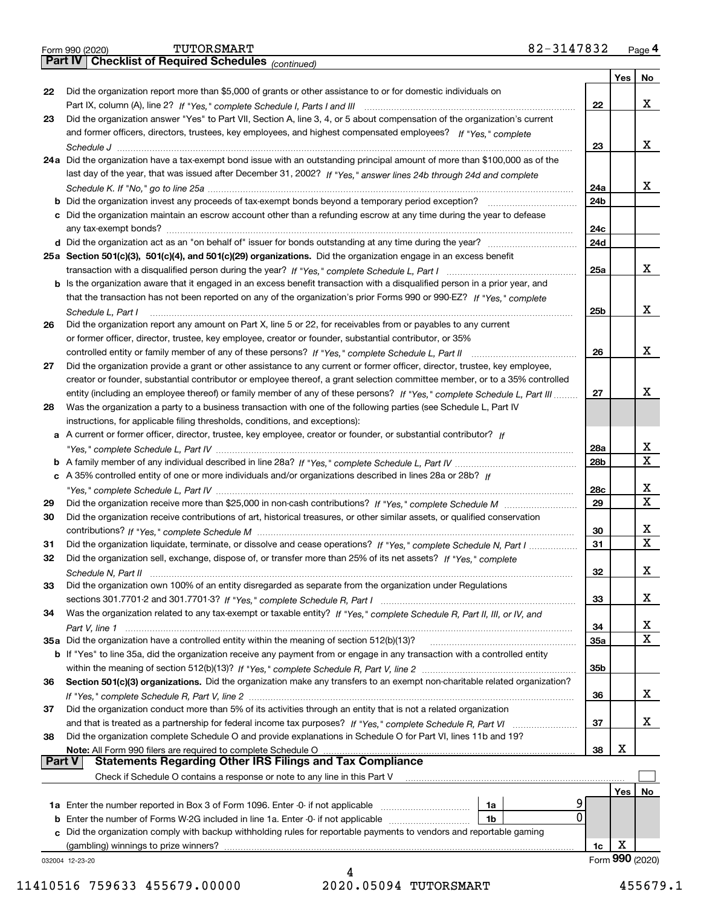Form 990 (2020) TUTORSMART 82-3147832 Page 4

**Part IV | Checklist of Required Schedules** *(continued)*

| | | | Yes | No |
|---|---|---|---|---|
| 22 | Did the organization report more than $5,000 of grants or other assistance to or for domestic individuals on Part IX, column (A), line 2? *If "Yes," complete Schedule I, Parts I and III* | 22 | | X |
| 23 | Did the organization answer "Yes" to Part VII, Section A, line 3, 4, or 5 about compensation of the organization's current and former officers, directors, trustees, key employees, and highest compensated employees? *If "Yes," complete Schedule J* | 23 | | X |
| 24a | Did the organization have a tax-exempt bond issue with an outstanding principal amount of more than $100,000 as of the last day of the year, that was issued after December 31, 2002? *If "Yes," answer lines 24b through 24d and complete Schedule K. If "No," go to line 25a* | 24a | | X |
| b | Did the organization invest any proceeds of tax-exempt bonds beyond a temporary period exception? | 24b | | |
| c | Did the organization maintain an escrow account other than a refunding escrow at any time during the year to defease any tax-exempt bonds? | 24c | | |
| d | Did the organization act as an "on behalf of" issuer for bonds outstanding at any time during the year? | 24d | | |
| 25a | **Section 501(c)(3), 501(c)(4), and 501(c)(29) organizations.** Did the organization engage in an excess benefit transaction with a disqualified person during the year? *If "Yes," complete Schedule L, Part I* | 25a | | X |
| b | Is the organization aware that it engaged in an excess benefit transaction with a disqualified person in a prior year, and that the transaction has not been reported on any of the organization's prior Forms 990 or 990-EZ? *If "Yes," complete Schedule L, Part I* | 25b | | X |
| 26 | Did the organization report any amount on Part X, line 5 or 22, for receivables from or payables to any current or former officer, director, trustee, key employee, creator or founder, substantial contributor, or 35% controlled entity or family member of any of these persons? *If "Yes," complete Schedule L, Part II* | 26 | | X |
| 27 | Did the organization provide a grant or other assistance to any current or former officer, director, trustee, key employee, creator or founder, substantial contributor or employee thereof, a grant selection committee member, or to a 35% controlled entity (including an employee thereof) or family member of any of these persons? *If "Yes," complete Schedule L, Part III* | 27 | | X |
| 28 | Was the organization a party to a business transaction with one of the following parties (see Schedule L, Part IV instructions, for applicable filing thresholds, conditions, and exceptions): | | | |
| a | A current or former officer, director, trustee, key employee, creator or founder, or substantial contributor? *If "Yes," complete Schedule L, Part IV* | 28a | | X |
| b | A family member of any individual described in line 28a? *If "Yes," complete Schedule L, Part IV* | 28b | | X |
| c | A 35% controlled entity of one or more individuals and/or organizations described in lines 28a or 28b? *If "Yes," complete Schedule L, Part IV* | 28c | | X |
| 29 | Did the organization receive more than $25,000 in non-cash contributions? *If "Yes," complete Schedule M* | 29 | | X |
| 30 | Did the organization receive contributions of art, historical treasures, or other similar assets, or qualified conservation contributions? *If "Yes," complete Schedule M* | 30 | | X |
| 31 | Did the organization liquidate, terminate, or dissolve and cease operations? *If "Yes," complete Schedule N, Part I* | 31 | | X |
| 32 | Did the organization sell, exchange, dispose of, or transfer more than 25% of its net assets? *If "Yes," complete Schedule N, Part II* | 32 | | X |
| 33 | Did the organization own 100% of an entity disregarded as separate from the organization under Regulations sections 301.7701-2 and 301.7701-3? *If "Yes," complete Schedule R, Part I* | 33 | | X |
| 34 | Was the organization related to any tax-exempt or taxable entity? *If "Yes," complete Schedule R, Part II, III, or IV, and Part V, line 1* | 34 | | X |
| 35a | Did the organization have a controlled entity within the meaning of section 512(b)(13)? | 35a | | X |
| b | If "Yes" to line 35a, did the organization receive any payment from or engage in any transaction with a controlled entity within the meaning of section 512(b)(13)? *If "Yes," complete Schedule R, Part V, line 2* | 35b | | |
| 36 | **Section 501(c)(3) organizations.** Did the organization make any transfers to an exempt non-charitable related organization? *If "Yes," complete Schedule R, Part V, line 2* | 36 | | X |
| 37 | Did the organization conduct more than 5% of its activities through an entity that is not a related organization and that is treated as a partnership for federal income tax purposes? *If "Yes," complete Schedule R, Part VI* | 37 | | X |
| 38 | Did the organization complete Schedule O and provide explanations in Schedule O for Part VI, lines 11b and 19? **Note:** All Form 990 filers are required to complete Schedule O | 38 | X | |

**Part V | Statements Regarding Other IRS Filings and Tax Compliance**

Check if Schedule O contains a response or note to any line in this Part V ☐

| | | | | | Yes | No |
|---|---|---|---|---|---|---|
| 1a | Enter the number reported in Box 3 of Form 1096. Enter -0- if not applicable | 1a | 9 | | | |
| b | Enter the number of Forms W-2G included in line 1a. Enter -0- if not applicable | 1b | 0 | | | |
| c | Did the organization comply with backup withholding rules for reportable payments to vendors and reportable gaming (gambling) winnings to prize winners? | | | 1c | X | |

032004 12-23-20 Form **990** (2020)

11410516 759633 455679.00000 2020.05094 TUTORSMART 455679.1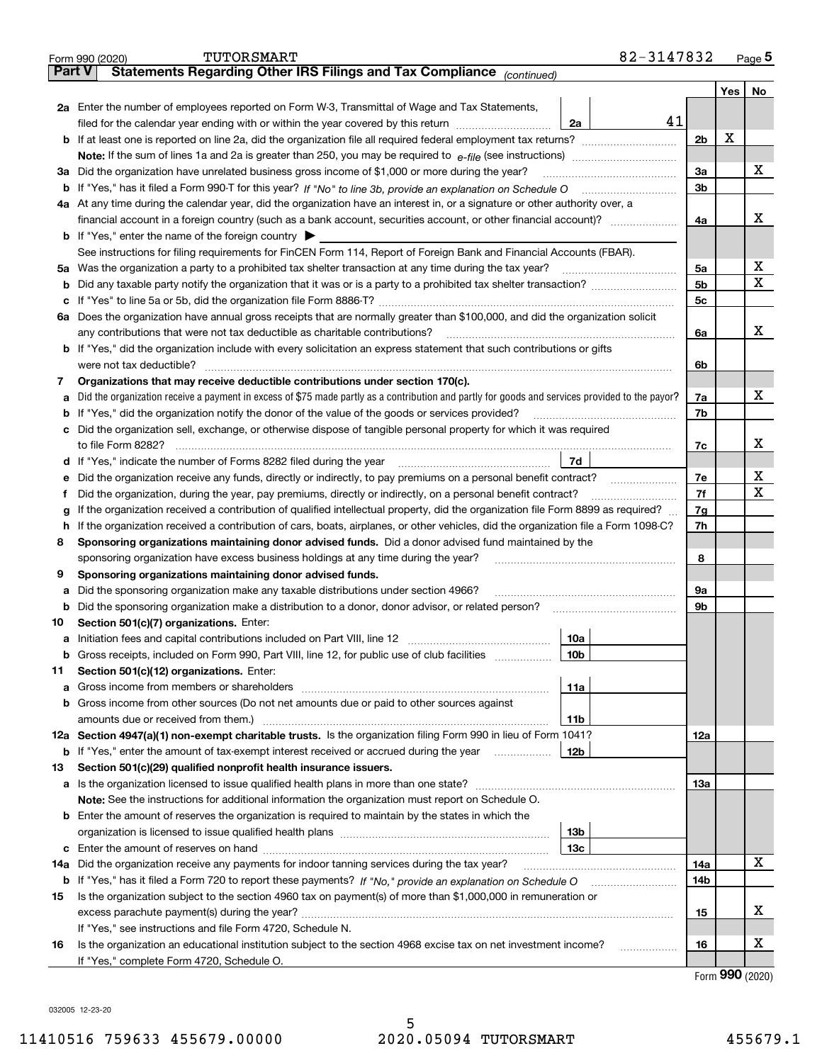Form 990 (2020) TUTORSMART 82-3147832

## Part V Statements Regarding Other IRS Filings and Tax Compliance *(continued)*

| | | | | | Yes | No |
|---|---|---|---|---|---|---|
| **2a** | Enter the number of employees reported on Form W-3, Transmittal of Wage and Tax Statements, filed for the calendar year ending with or within the year covered by this return | 2a | 41 | | | |
| **b** | If at least one is reported on line 2a, did the organization file all required federal employment tax returns? | | | 2b | X | |
| | **Note:** If the sum of lines 1a and 2a is greater than 250, you may be required to *e-file* (see instructions) | | | | | |
| **3a** | Did the organization have unrelated business gross income of $1,000 or more during the year? | | | 3a | | X |
| **b** | If "Yes," has it filed a Form 990-T for this year? *If "No" to line 3b, provide an explanation on Schedule O* | | | 3b | | |
| **4a** | At any time during the calendar year, did the organization have an interest in, or a signature or other authority over, a financial account in a foreign country (such as a bank account, securities account, or other financial account)? | | | 4a | | X |
| **b** | If "Yes," enter the name of the foreign country ▶ | | | | | |
| | See instructions for filing requirements for FinCEN Form 114, Report of Foreign Bank and Financial Accounts (FBAR). | | | | | |
| **5a** | Was the organization a party to a prohibited tax shelter transaction at any time during the tax year? | | | 5a | | X |
| **b** | Did any taxable party notify the organization that it was or is a party to a prohibited tax shelter transaction? | | | 5b | | X |
| **c** | If "Yes" to line 5a or 5b, did the organization file Form 8886-T? | | | 5c | | |
| **6a** | Does the organization have annual gross receipts that are normally greater than $100,000, and did the organization solicit any contributions that were not tax deductible as charitable contributions? | | | 6a | | X |
| **b** | If "Yes," did the organization include with every solicitation an express statement that such contributions or gifts were not tax deductible? | | | 6b | | |
| **7** | **Organizations that may receive deductible contributions under section 170(c).** | | | | | |
| **a** | Did the organization receive a payment in excess of $75 made partly as a contribution and partly for goods and services provided to the payor? | | | 7a | | X |
| **b** | If "Yes," did the organization notify the donor of the value of the goods or services provided? | | | 7b | | |
| **c** | Did the organization sell, exchange, or otherwise dispose of tangible personal property for which it was required to file Form 8282? | | | 7c | | X |
| **d** | If "Yes," indicate the number of Forms 8282 filed during the year | 7d | | | | |
| **e** | Did the organization receive any funds, directly or indirectly, to pay premiums on a personal benefit contract? | | | 7e | | X |
| **f** | Did the organization, during the year, pay premiums, directly or indirectly, on a personal benefit contract? | | | 7f | | X |
| **g** | If the organization received a contribution of qualified intellectual property, did the organization file Form 8899 as required? | | | 7g | | |
| **h** | If the organization received a contribution of cars, boats, airplanes, or other vehicles, did the organization file a Form 1098-C? | | | 7h | | |
| **8** | **Sponsoring organizations maintaining donor advised funds.** Did a donor advised fund maintained by the sponsoring organization have excess business holdings at any time during the year? | | | 8 | | |
| **9** | **Sponsoring organizations maintaining donor advised funds.** | | | | | |
| **a** | Did the sponsoring organization make any taxable distributions under section 4966? | | | 9a | | |
| **b** | Did the sponsoring organization make a distribution to a donor, donor advisor, or related person? | | | 9b | | |
| **10** | **Section 501(c)(7) organizations.** Enter: | | | | | |
| **a** | Initiation fees and capital contributions included on Part VIII, line 12 | 10a | | | | |
| **b** | Gross receipts, included on Form 990, Part VIII, line 12, for public use of club facilities | 10b | | | | |
| **11** | **Section 501(c)(12) organizations.** Enter: | | | | | |
| **a** | Gross income from members or shareholders | 11a | | | | |
| **b** | Gross income from other sources (Do not net amounts due or paid to other sources against amounts due or received from them.) | 11b | | | | |
| **12a** | **Section 4947(a)(1) non-exempt charitable trusts.** Is the organization filing Form 990 in lieu of Form 1041? | | | 12a | | |
| **b** | If "Yes," enter the amount of tax-exempt interest received or accrued during the year | 12b | | | | |
| **13** | **Section 501(c)(29) qualified nonprofit health insurance issuers.** | | | | | |
| **a** | Is the organization licensed to issue qualified health plans in more than one state? | | | 13a | | |
| | **Note:** See the instructions for additional information the organization must report on Schedule O. | | | | | |
| **b** | Enter the amount of reserves the organization is required to maintain by the states in which the organization is licensed to issue qualified health plans | 13b | | | | |
| **c** | Enter the amount of reserves on hand | 13c | | | | |
| **14a** | Did the organization receive any payments for indoor tanning services during the tax year? | | | 14a | | X |
| **b** | If "Yes," has it filed a Form 720 to report these payments? *If "No," provide an explanation on Schedule O* | | | 14b | | |
| **15** | Is the organization subject to the section 4960 tax on payment(s) of more than $1,000,000 in remuneration or excess parachute payment(s) during the year? | | | 15 | | X |
| | If "Yes," see instructions and file Form 4720, Schedule N. | | | | | |
| **16** | Is the organization an educational institution subject to the section 4968 excise tax on net investment income? | | | 16 | | X |
| | If "Yes," complete Form 4720, Schedule O. | | | | | |

Form **990** (2020)

032005 12-23-20

11410516 759633 455679.00000 2020.05094 TUTORSMART 455679.1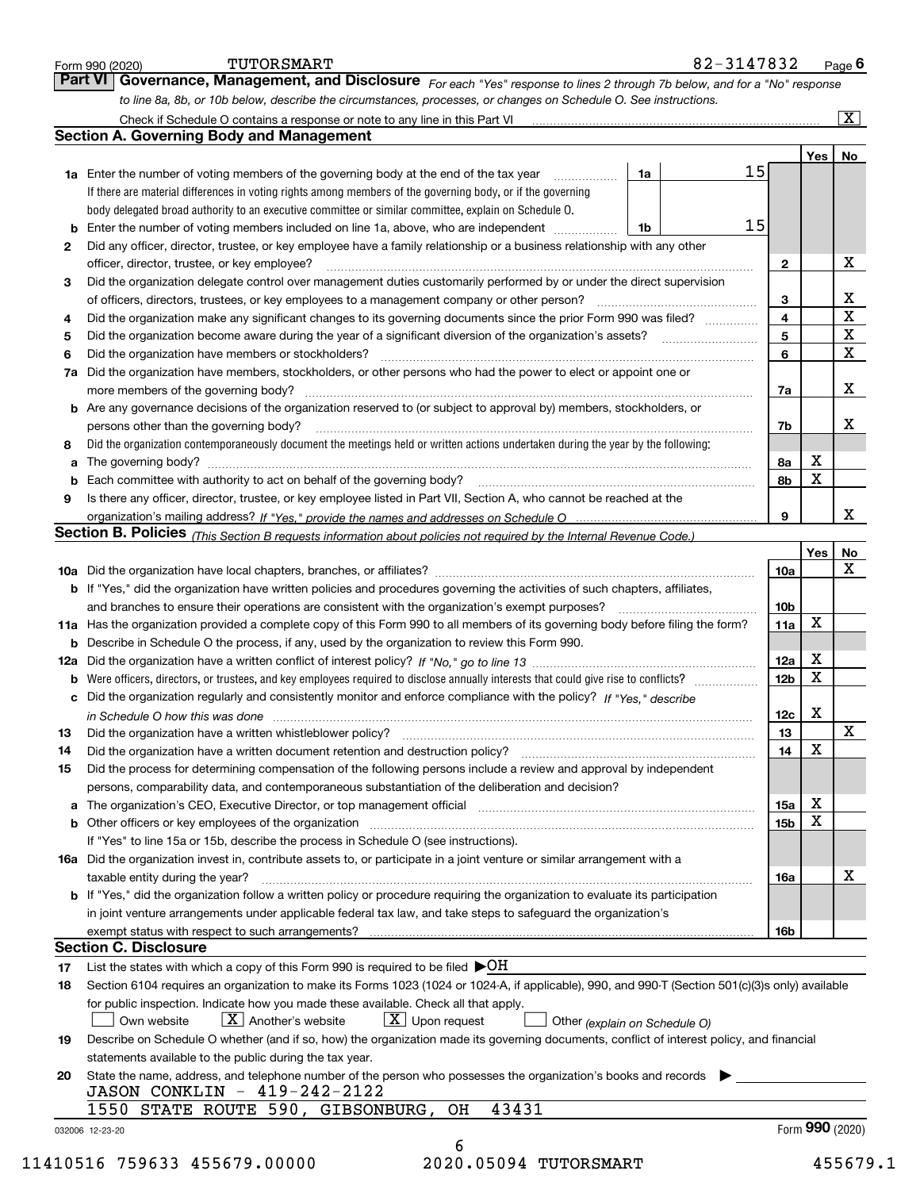Form 990 (2020) TUTORSMART 82-3147832 Page 6

## Part VI Governance, Management, and Disclosure

*For each "Yes" response to lines 2 through 7b below, and for a "No" response to line 8a, 8b, or 10b below, describe the circumstances, processes, or changes on Schedule O. See instructions.*

Check if Schedule O contains a response or note to any line in this Part VI [X]

### Section A. Governing Body and Management

| | | | | | Yes | No |
|---|---|---|---|---|---|---|
| 1a | Enter the number of voting members of the governing body at the end of the tax year | 1a | 15 | | | |
| | If there are material differences in voting rights among members of the governing body, or if the governing body delegated broad authority to an executive committee or similar committee, explain on Schedule O. | | | | | |
| b | Enter the number of voting members included on line 1a, above, who are independent | 1b | 15 | | | |
| 2 | Did any officer, director, trustee, or key employee have a family relationship or a business relationship with any other officer, director, trustee, or key employee? | | | 2 | | X |
| 3 | Did the organization delegate control over management duties customarily performed by or under the direct supervision of officers, directors, trustees, or key employees to a management company or other person? | | | 3 | | X |
| 4 | Did the organization make any significant changes to its governing documents since the prior Form 990 was filed? | | | 4 | | X |
| 5 | Did the organization become aware during the year of a significant diversion of the organization's assets? | | | 5 | | X |
| 6 | Did the organization have members or stockholders? | | | 6 | | X |
| 7a | Did the organization have members, stockholders, or other persons who had the power to elect or appoint one or more members of the governing body? | | | 7a | | X |
| b | Are any governance decisions of the organization reserved to (or subject to approval by) members, stockholders, or persons other than the governing body? | | | 7b | | X |
| 8 | Did the organization contemporaneously document the meetings held or written actions undertaken during the year by the following: | | | | | |
| a | The governing body? | | | 8a | X | |
| b | Each committee with authority to act on behalf of the governing body? | | | 8b | X | |
| 9 | Is there any officer, director, trustee, or key employee listed in Part VII, Section A, who cannot be reached at the organization's mailing address? *If "Yes," provide the names and addresses on Schedule O* | | | 9 | | X |

### Section B. Policies *(This Section B requests information about policies not required by the Internal Revenue Code.)*

| | | | Yes | No |
|---|---|---|---|---|
| 10a | Did the organization have local chapters, branches, or affiliates? | 10a | | X |
| b | If "Yes," did the organization have written policies and procedures governing the activities of such chapters, affiliates, and branches to ensure their operations are consistent with the organization's exempt purposes? | 10b | | |
| 11a | Has the organization provided a complete copy of this Form 990 to all members of its governing body before filing the form? | 11a | X | |
| b | Describe in Schedule O the process, if any, used by the organization to review this Form 990. | | | |
| 12a | Did the organization have a written conflict of interest policy? *If "No," go to line 13* | 12a | X | |
| b | Were officers, directors, or trustees, and key employees required to disclose annually interests that could give rise to conflicts? | 12b | X | |
| c | Did the organization regularly and consistently monitor and enforce compliance with the policy? *If "Yes," describe in Schedule O how this was done* | 12c | X | |
| 13 | Did the organization have a written whistleblower policy? | 13 | | X |
| 14 | Did the organization have a written document retention and destruction policy? | 14 | X | |
| 15 | Did the process for determining compensation of the following persons include a review and approval by independent persons, comparability data, and contemporaneous substantiation of the deliberation and decision? | | | |
| a | The organization's CEO, Executive Director, or top management official | 15a | X | |
| b | Other officers or key employees of the organization | 15b | X | |
| | If "Yes" to line 15a or 15b, describe the process in Schedule O (see instructions). | | | |
| 16a | Did the organization invest in, contribute assets to, or participate in a joint venture or similar arrangement with a taxable entity during the year? | 16a | | X |
| b | If "Yes," did the organization follow a written policy or procedure requiring the organization to evaluate its participation in joint venture arrangements under applicable federal tax law, and take steps to safeguard the organization's exempt status with respect to such arrangements? | 16b | | |

### Section C. Disclosure

17 List the states with which a copy of this Form 990 is required to be filed ▶OH

18 Section 6104 requires an organization to make its Forms 1023 (1024 or 1024-A, if applicable), 990, and 990-T (Section 501(c)(3)s only) available for public inspection. Indicate how you made these available. Check all that apply.

[ ] Own website [X] Another's website [X] Upon request [ ] Other *(explain on Schedule O)*

19 Describe on Schedule O whether (and if so, how) the organization made its governing documents, conflict of interest policy, and financial statements available to the public during the tax year.

20 State the name, address, and telephone number of the person who possesses the organization's books and records ▶

JASON CONKLIN - 419-242-2122
1550 STATE ROUTE 590, GIBSONBURG, OH 43431

032006 12-23-20 Form **990** (2020)

11410516 759633 455679.00000 2020.05094 TUTORSMART 455679.1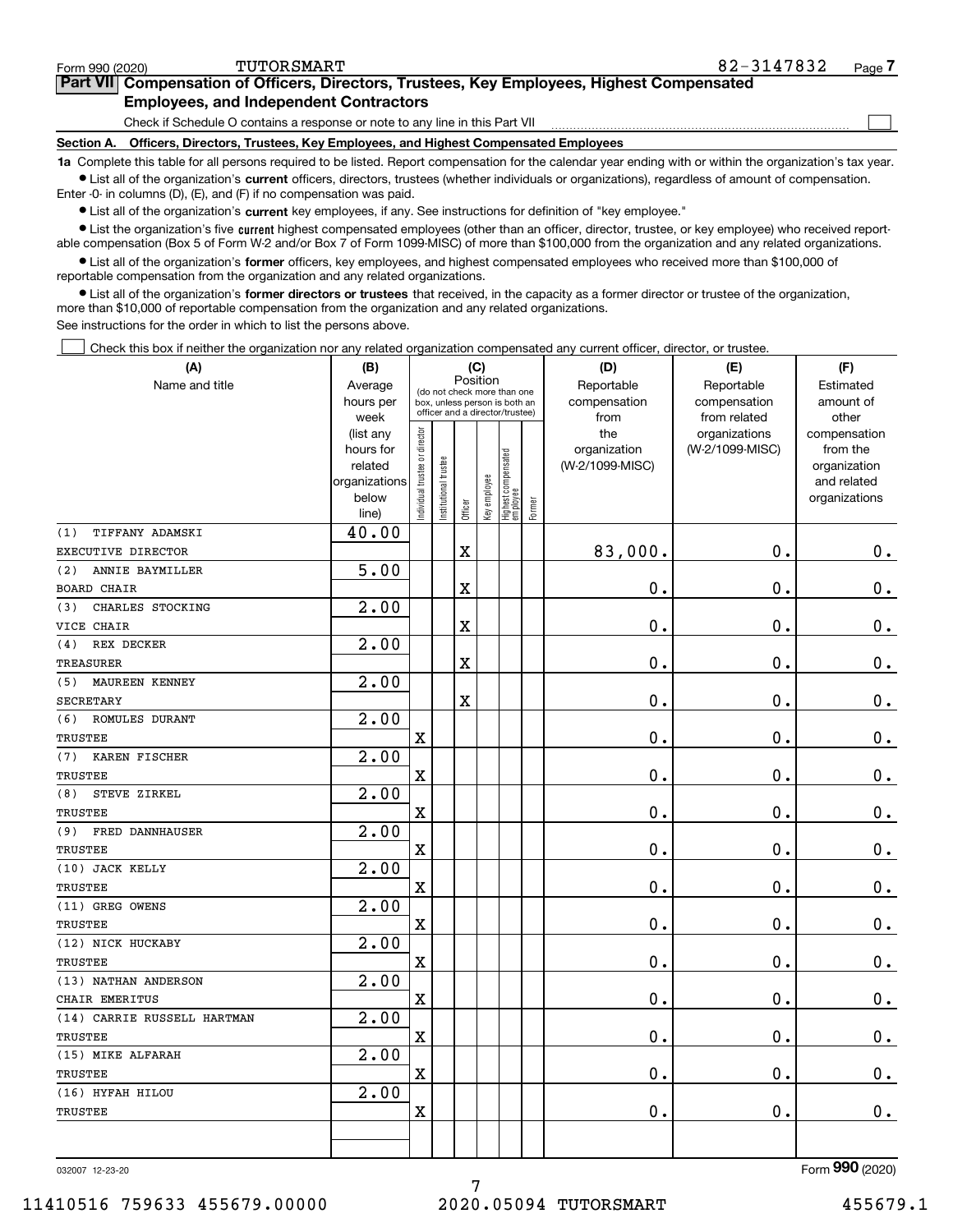Form 990 (2020) TUTORSMART 82-3147832 Page 7

## Part VII Compensation of Officers, Directors, Trustees, Key Employees, Highest Compensated Employees, and Independent Contractors

Check if Schedule O contains a response or note to any line in this Part VII ☐

### Section A. Officers, Directors, Trustees, Key Employees, and Highest Compensated Employees

**1a** Complete this table for all persons required to be listed. Report compensation for the calendar year ending with or within the organization's tax year.

- List all of the organization's **current** officers, directors, trustees (whether individuals or organizations), regardless of amount of compensation. Enter -0- in columns (D), (E), and (F) if no compensation was paid.
- List all of the organization's **current** key employees, if any. See instructions for definition of "key employee."
- List the organization's five **current** highest compensated employees (other than an officer, director, trustee, or key employee) who received reportable compensation (Box 5 of Form W-2 and/or Box 7 of Form 1099-MISC) of more than $100,000 from the organization and any related organizations.
- List all of the organization's **former** officers, key employees, and highest compensated employees who received more than $100,000 of reportable compensation from the organization and any related organizations.
- List all of the organization's **former directors or trustees** that received, in the capacity as a former director or trustee of the organization, more than $10,000 of reportable compensation from the organization and any related organizations.

See instructions for the order in which to list the persons above.

☐ Check this box if neither the organization nor any related organization compensated any current officer, director, or trustee.

| (A) Name and title | (B) Average hours per week (list any hours for related organizations below line) | (C) Position: Individual trustee or director | Institutional trustee | Officer | Key employee | Highest compensated employee | Former | (D) Reportable compensation from the organization (W-2/1099-MISC) | (E) Reportable compensation from related organizations (W-2/1099-MISC) | (F) Estimated amount of other compensation from the organization and related organizations |
|---|---|---|---|---|---|---|---|---|---|---|
| (1) TIFFANY ADAMSKI<br>EXECUTIVE DIRECTOR | 40.00 | | | X | | | | 83,000. | 0. | 0. |
| (2) ANNIE BAYMILLER<br>BOARD CHAIR | 5.00 | | | X | | | | 0. | 0. | 0. |
| (3) CHARLES STOCKING<br>VICE CHAIR | 2.00 | | | X | | | | 0. | 0. | 0. |
| (4) REX DECKER<br>TREASURER | 2.00 | | | X | | | | 0. | 0. | 0. |
| (5) MAUREEN KENNEY<br>SECRETARY | 2.00 | | | X | | | | 0. | 0. | 0. |
| (6) ROMULES DURANT<br>TRUSTEE | 2.00 | X | | | | | | 0. | 0. | 0. |
| (7) KAREN FISCHER<br>TRUSTEE | 2.00 | X | | | | | | 0. | 0. | 0. |
| (8) STEVE ZIRKEL<br>TRUSTEE | 2.00 | X | | | | | | 0. | 0. | 0. |
| (9) FRED DANNHAUSER<br>TRUSTEE | 2.00 | X | | | | | | 0. | 0. | 0. |
| (10) JACK KELLY<br>TRUSTEE | 2.00 | X | | | | | | 0. | 0. | 0. |
| (11) GREG OWENS<br>TRUSTEE | 2.00 | X | | | | | | 0. | 0. | 0. |
| (12) NICK HUCKABY<br>TRUSTEE | 2.00 | X | | | | | | 0. | 0. | 0. |
| (13) NATHAN ANDERSON<br>CHAIR EMERITUS | 2.00 | X | | | | | | 0. | 0. | 0. |
| (14) CARRIE RUSSELL HARTMAN<br>TRUSTEE | 2.00 | X | | | | | | 0. | 0. | 0. |
| (15) MIKE ALFARAH<br>TRUSTEE | 2.00 | X | | | | | | 0. | 0. | 0. |
| (16) HYFAH HILOU<br>TRUSTEE | 2.00 | X | | | | | | 0. | 0. | 0. |

032007 12-23-20 Form 990 (2020)

11410516 759633 455679.00000 2020.05094 TUTORSMART 455679.1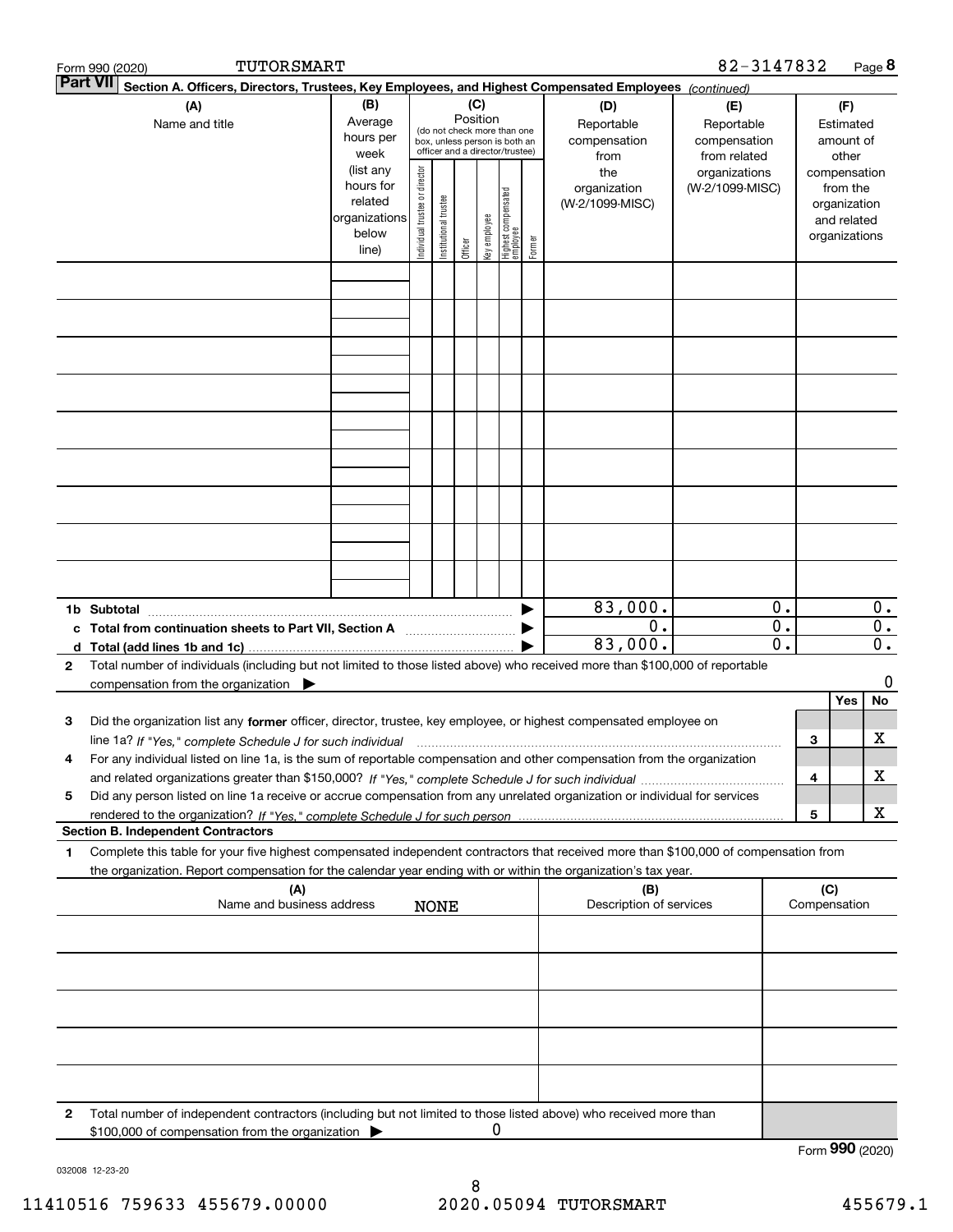Form 990 (2020) TUTORSMART 82-3147832 Page 8

**Part VII** **Section A. Officers, Directors, Trustees, Key Employees, and Highest Compensated Employees** *(continued)*

| (A) Name and title | (B) Average hours per week (list any hours for related organizations below line) | (C) Position (do not check more than one box, unless person is both an officer and a director/trustee) Individual trustee or director | Institutional trustee | Officer | Key employee | Highest compensated employee | Former | (D) Reportable compensation from the organization (W-2/1099-MISC) | (E) Reportable compensation from related organizations (W-2/1099-MISC) | (F) Estimated amount of other compensation from the organization and related organizations |
|---|---|---|---|---|---|---|---|---|---|---|
| | | | | | | | | | | |
| | | | | | | | | | | |
| | | | | | | | | | | |
| | | | | | | | | | | |
| | | | | | | | | | | |
| | | | | | | | | | | |
| | | | | | | | | | | |
| | | | | | | | | | | |
| | | | | | | | | | | |
| **1b Subtotal** ▶ | | | | | | | | 83,000. | 0. | 0. |
| **c Total from continuation sheets to Part VII, Section A** ▶ | | | | | | | | 0. | 0. | 0. |
| **d Total (add lines 1b and 1c)** ▶ | | | | | | | | 83,000. | 0. | 0. |

**2** Total number of individuals (including but not limited to those listed above) who received more than $100,000 of reportable compensation from the organization ▶ 0

| | | | Yes | No |
|---|---|---|---|---|
| **3** | Did the organization list any **former** officer, director, trustee, key employee, or highest compensated employee on line 1a? *If "Yes," complete Schedule J for such individual* | 3 | | X |
| **4** | For any individual listed on line 1a, is the sum of reportable compensation and other compensation from the organization and related organizations greater than $150,000? *If "Yes," complete Schedule J for such individual* | 4 | | X |
| **5** | Did any person listed on line 1a receive or accrue compensation from any unrelated organization or individual for services rendered to the organization? *If "Yes," complete Schedule J for such person* | 5 | | X |

**Section B. Independent Contractors**

**1** Complete this table for your five highest compensated independent contractors that received more than $100,000 of compensation from the organization. Report compensation for the calendar year ending with or within the organization's tax year.

| (A) Name and business address | (B) Description of services | (C) Compensation |
|---|---|---|
| NONE | | |
| | | |
| | | |
| | | |
| | | |

**2** Total number of independent contractors (including but not limited to those listed above) who received more than $100,000 of compensation from the organization ▶ 0

Form **990** (2020)

032008 12-23-20

11410516 759633 455679.00000 2020.05094 TUTORSMART 455679.1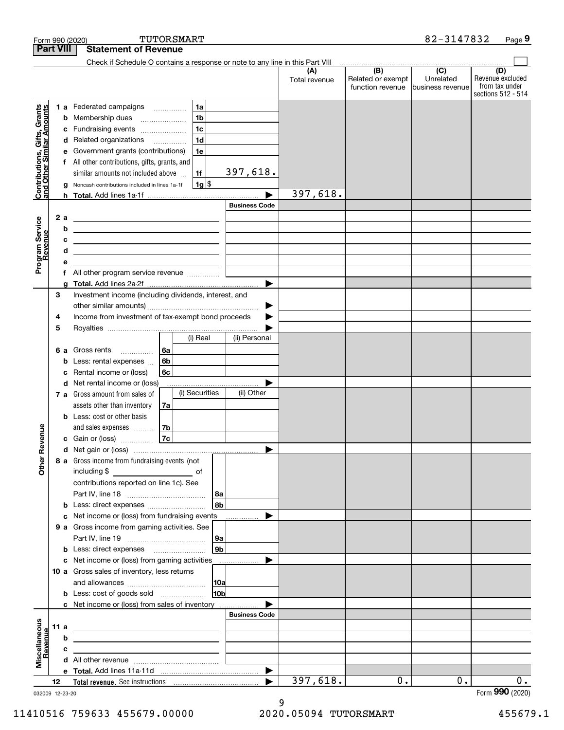Form 990 (2020) TUTORSMART 82-3147832 Page 9

**Part VIII Statement of Revenue**

Check if Schedule O contains a response or note to any line in this Part VIII ☐

| | | | (A) Total revenue | (B) Related or exempt function revenue | (C) Unrelated business revenue | (D) Revenue excluded from tax under sections 512 - 514 |
|---|---|---|---|---|---|---|
| **Contributions, Gifts, Grants and Other Similar Amounts** | 1 a Federated campaigns | 1a | | | | |
| | b Membership dues | 1b | | | | |
| | c Fundraising events | 1c | | | | |
| | d Related organizations | 1d | | | | |
| | e Government grants (contributions) | 1e | | | | |
| | f All other contributions, gifts, grants, and similar amounts not included above | 1f 397,618. | | | | |
| | g Noncash contributions included in lines 1a-1f | 1g $ | | | | |
| | h **Total.** Add lines 1a-1f | ▶ | 397,618. | | | |
| **Program Service Revenue** | | **Business Code** | | | | |
| | 2 a | | | | | |
| | b | | | | | |
| | c | | | | | |
| | d | | | | | |
| | e | | | | | |
| | f All other program service revenue | | | | | |
| | g **Total.** Add lines 2a-2f | ▶ | | | | |
| **Other Revenue** | 3 Investment income (including dividends, interest, and other similar amounts) | ▶ | | | | |
| | 4 Income from investment of tax-exempt bond proceeds | ▶ | | | | |
| | 5 Royalties | ▶ | | | | |
| | | (i) Real / (ii) Personal | | | | |
| | 6 a Gross rents | 6a | | | | |
| | b Less: rental expenses | 6b | | | | |
| | c Rental income or (loss) | 6c | | | | |
| | d Net rental income or (loss) | ▶ | | | | |
| | | (i) Securities / (ii) Other | | | | |
| | 7 a Gross amount from sales of assets other than inventory | 7a | | | | |
| | b Less: cost or other basis and sales expenses | 7b | | | | |
| | c Gain or (loss) | 7c | | | | |
| | d Net gain or (loss) | ▶ | | | | |
| | 8 a Gross income from fundraising events (not including $ ______ of contributions reported on line 1c). See Part IV, line 18 | 8a | | | | |
| | b Less: direct expenses | 8b | | | | |
| | c Net income or (loss) from fundraising events | ▶ | | | | |
| | 9 a Gross income from gaming activities. See Part IV, line 19 | 9a | | | | |
| | b Less: direct expenses | 9b | | | | |
| | c Net income or (loss) from gaming activities | ▶ | | | | |
| | 10 a Gross sales of inventory, less returns and allowances | 10a | | | | |
| | b Less: cost of goods sold | 10b | | | | |
| | c Net income or (loss) from sales of inventory | ▶ | | | | |
| **Miscellaneous Revenue** | | **Business Code** | | | | |
| | 11 a | | | | | |
| | b | | | | | |
| | c | | | | | |
| | d All other revenue | | | | | |
| | e **Total.** Add lines 11a-11d | ▶ | | | | |
| | 12 **Total revenue.** See instructions | ▶ | 397,618. | 0. | 0. | 0. |

032009 12-23-20

Form **990** (2020)

11410516 759633 455679.00000 2020.05094 TUTORSMART 455679.1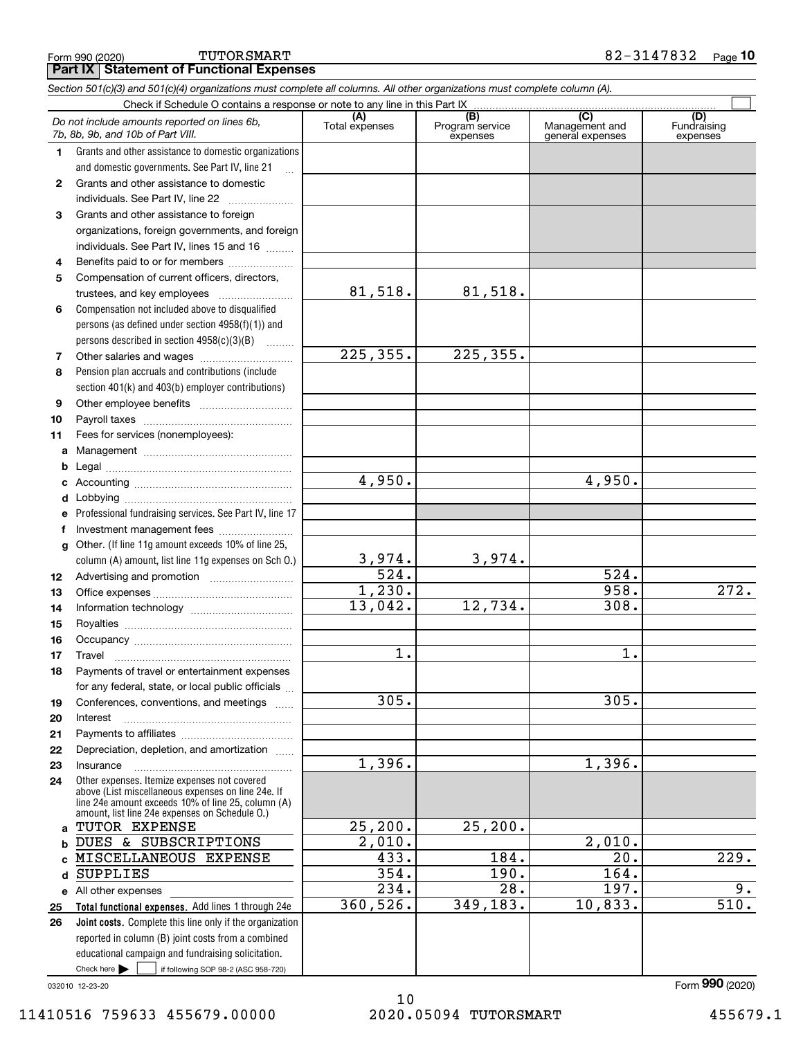Form 990 (2020) TUTORSMART 82-3147832 Page 10

## Part IX Statement of Functional Expenses

*Section 501(c)(3) and 501(c)(4) organizations must complete all columns. All other organizations must complete column (A).*

Check if Schedule O contains a response or note to any line in this Part IX ☐

| | *Do not include amounts reported on lines 6b, 7b, 8b, 9b, and 10b of Part VIII.* | (A) Total expenses | (B) Program service expenses | (C) Management and general expenses | (D) Fundraising expenses |
|---|---|---|---|---|---|
| 1 | Grants and other assistance to domestic organizations and domestic governments. See Part IV, line 21 | | | | |
| 2 | Grants and other assistance to domestic individuals. See Part IV, line 22 | | | | |
| 3 | Grants and other assistance to foreign organizations, foreign governments, and foreign individuals. See Part IV, lines 15 and 16 | | | | |
| 4 | Benefits paid to or for members | | | | |
| 5 | Compensation of current officers, directors, trustees, and key employees | 81,518. | 81,518. | | |
| 6 | Compensation not included above to disqualified persons (as defined under section 4958(f)(1)) and persons described in section 4958(c)(3)(B) | | | | |
| 7 | Other salaries and wages | 225,355. | 225,355. | | |
| 8 | Pension plan accruals and contributions (include section 401(k) and 403(b) employer contributions) | | | | |
| 9 | Other employee benefits | | | | |
| 10 | Payroll taxes | | | | |
| 11 | Fees for services (nonemployees): | | | | |
| a | Management | | | | |
| b | Legal | | | | |
| c | Accounting | 4,950. | | 4,950. | |
| d | Lobbying | | | | |
| e | Professional fundraising services. See Part IV, line 17 | | | | |
| f | Investment management fees | | | | |
| g | Other. (If line 11g amount exceeds 10% of line 25, column (A) amount, list line 11g expenses on Sch O.) | 3,974. | 3,974. | | |
| 12 | Advertising and promotion | 524. | | 524. | |
| 13 | Office expenses | 1,230. | | 958. | 272. |
| 14 | Information technology | 13,042. | 12,734. | 308. | |
| 15 | Royalties | | | | |
| 16 | Occupancy | | | | |
| 17 | Travel | 1. | | 1. | |
| 18 | Payments of travel or entertainment expenses for any federal, state, or local public officials | | | | |
| 19 | Conferences, conventions, and meetings | 305. | | 305. | |
| 20 | Interest | | | | |
| 21 | Payments to affiliates | | | | |
| 22 | Depreciation, depletion, and amortization | | | | |
| 23 | Insurance | 1,396. | | 1,396. | |
| 24 | Other expenses. Itemize expenses not covered above (List miscellaneous expenses on line 24e. If line 24e amount exceeds 10% of line 25, column (A) amount, list line 24e expenses on Schedule O.) | | | | |
| a | TUTOR EXPENSE | 25,200. | 25,200. | | |
| b | DUES & SUBSCRIPTIONS | 2,010. | | 2,010. | |
| c | MISCELLANEOUS EXPENSE | 433. | 184. | 20. | 229. |
| d | SUPPLIES | 354. | 190. | 164. | |
| e | All other expenses | 234. | 28. | 197. | 9. |
| 25 | **Total functional expenses.** Add lines 1 through 24e | 360,526. | 349,183. | 10,833. | 510. |
| 26 | **Joint costs.** Complete this line only if the organization reported in column (B) joint costs from a combined educational campaign and fundraising solicitation. Check here ☐ if following SOP 98-2 (ASC 958-720) | | | | |

032010 12-23-20 Form **990** (2020)

11410516 759633 455679.00000 2020.05094 TUTORSMART 455679.1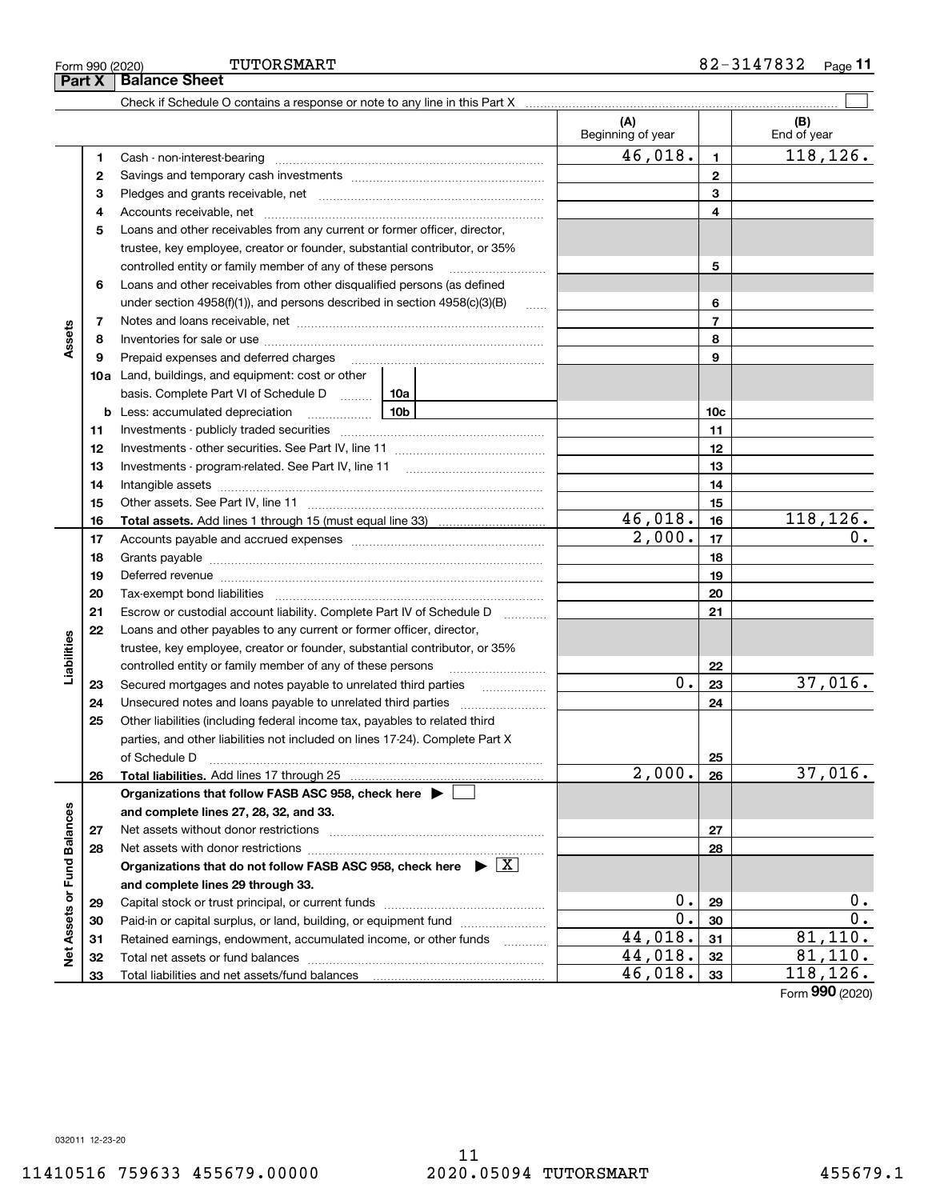Form 990 (2020) TUTORSMART 82-3147832

## Part X Balance Sheet

Check if Schedule O contains a response or note to any line in this Part X ☐

| | | | (A) Beginning of year | | (B) End of year |
|---|---|---|---|---|---|
| **Assets** | 1 | Cash - non-interest-bearing | 46,018. | 1 | 118,126. |
| | 2 | Savings and temporary cash investments | | 2 | |
| | 3 | Pledges and grants receivable, net | | 3 | |
| | 4 | Accounts receivable, net | | 4 | |
| | 5 | Loans and other receivables from any current or former officer, director, trustee, key employee, creator or founder, substantial contributor, or 35% controlled entity or family member of any of these persons | | 5 | |
| | 6 | Loans and other receivables from other disqualified persons (as defined under section 4958(f)(1)), and persons described in section 4958(c)(3)(B) | | 6 | |
| | 7 | Notes and loans receivable, net | | 7 | |
| | 8 | Inventories for sale or use | | 8 | |
| | 9 | Prepaid expenses and deferred charges | | 9 | |
| | 10a | Land, buildings, and equipment: cost or other basis. Complete Part VI of Schedule D (10a) | | | |
| | b | Less: accumulated depreciation (10b) | | 10c | |
| | 11 | Investments - publicly traded securities | | 11 | |
| | 12 | Investments - other securities. See Part IV, line 11 | | 12 | |
| | 13 | Investments - program-related. See Part IV, line 11 | | 13 | |
| | 14 | Intangible assets | | 14 | |
| | 15 | Other assets. See Part IV, line 11 | | 15 | |
| | 16 | **Total assets.** Add lines 1 through 15 (must equal line 33) | 46,018. | 16 | 118,126. |
| **Liabilities** | 17 | Accounts payable and accrued expenses | 2,000. | 17 | 0. |
| | 18 | Grants payable | | 18 | |
| | 19 | Deferred revenue | | 19 | |
| | 20 | Tax-exempt bond liabilities | | 20 | |
| | 21 | Escrow or custodial account liability. Complete Part IV of Schedule D | | 21 | |
| | 22 | Loans and other payables to any current or former officer, director, trustee, key employee, creator or founder, substantial contributor, or 35% controlled entity or family member of any of these persons | | 22 | |
| | 23 | Secured mortgages and notes payable to unrelated third parties | 0. | 23 | 37,016. |
| | 24 | Unsecured notes and loans payable to unrelated third parties | | 24 | |
| | 25 | Other liabilities (including federal income tax, payables to related third parties, and other liabilities not included on lines 17-24). Complete Part X of Schedule D | | 25 | |
| | 26 | **Total liabilities.** Add lines 17 through 25 | 2,000. | 26 | 37,016. |
| **Net Assets or Fund Balances** | | **Organizations that follow FASB ASC 958, check here** ☐ **and complete lines 27, 28, 32, and 33.** | | | |
| | 27 | Net assets without donor restrictions | | 27 | |
| | 28 | Net assets with donor restrictions | | 28 | |
| | | **Organizations that do not follow FASB ASC 958, check here** ☒ **and complete lines 29 through 33.** | | | |
| | 29 | Capital stock or trust principal, or current funds | 0. | 29 | 0. |
| | 30 | Paid-in or capital surplus, or land, building, or equipment fund | 0. | 30 | 0. |
| | 31 | Retained earnings, endowment, accumulated income, or other funds | 44,018. | 31 | 81,110. |
| | 32 | Total net assets or fund balances | 44,018. | 32 | 81,110. |
| | 33 | Total liabilities and net assets/fund balances | 46,018. | 33 | 118,126. |

Form **990** (2020)

032011 12-23-20

11410516 759633 455679.00000 2020.05094 TUTORSMART 455679.1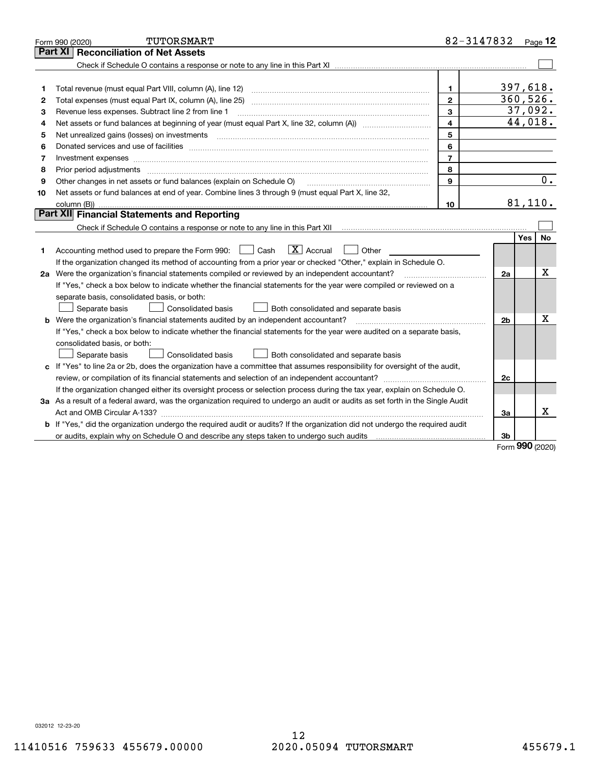Form 990 (2020) TUTORSMART 82-3147832 Page 12

## Part XI Reconciliation of Net Assets

Check if Schedule O contains a response or note to any line in this Part XI [ ]

| | | | |
|---|---|---|---|
| 1 | Total revenue (must equal Part VIII, column (A), line 12) | 1 | 397,618. |
| 2 | Total expenses (must equal Part IX, column (A), line 25) | 2 | 360,526. |
| 3 | Revenue less expenses. Subtract line 2 from line 1 | 3 | 37,092. |
| 4 | Net assets or fund balances at beginning of year (must equal Part X, line 32, column (A)) | 4 | 44,018. |
| 5 | Net unrealized gains (losses) on investments | 5 | |
| 6 | Donated services and use of facilities | 6 | |
| 7 | Investment expenses | 7 | |
| 8 | Prior period adjustments | 8 | |
| 9 | Other changes in net assets or fund balances (explain on Schedule O) | 9 | 0. |
| 10 | Net assets or fund balances at end of year. Combine lines 3 through 9 (must equal Part X, line 32, column (B)) | 10 | 81,110. |

## Part XII Financial Statements and Reporting

Check if Schedule O contains a response or note to any line in this Part XII [ ]

| | | | Yes | No |
|---|---|---|---|---|
| 1 | Accounting method used to prepare the Form 990: [ ] Cash [X] Accrual [ ] Other<br>If the organization changed its method of accounting from a prior year or checked "Other," explain in Schedule O. | | | |
| 2a | Were the organization's financial statements compiled or reviewed by an independent accountant?<br>If "Yes," check a box below to indicate whether the financial statements for the year were compiled or reviewed on a separate basis, consolidated basis, or both:<br>[ ] Separate basis [ ] Consolidated basis [ ] Both consolidated and separate basis | 2a | | X |
| b | Were the organization's financial statements audited by an independent accountant?<br>If "Yes," check a box below to indicate whether the financial statements for the year were audited on a separate basis, consolidated basis, or both:<br>[ ] Separate basis [ ] Consolidated basis [ ] Both consolidated and separate basis | 2b | | X |
| c | If "Yes" to line 2a or 2b, does the organization have a committee that assumes responsibility for oversight of the audit, review, or compilation of its financial statements and selection of an independent accountant?<br>If the organization changed either its oversight process or selection process during the tax year, explain on Schedule O. | 2c | | |
| 3a | As a result of a federal award, was the organization required to undergo an audit or audits as set forth in the Single Audit Act and OMB Circular A-133? | 3a | | X |
| b | If "Yes," did the organization undergo the required audit or audits? If the organization did not undergo the required audit or audits, explain why on Schedule O and describe any steps taken to undergo such audits | 3b | | |

Form **990** (2020)

032012 12-23-20

11410516 759633 455679.00000 2020.05094 TUTORSMART 455679.1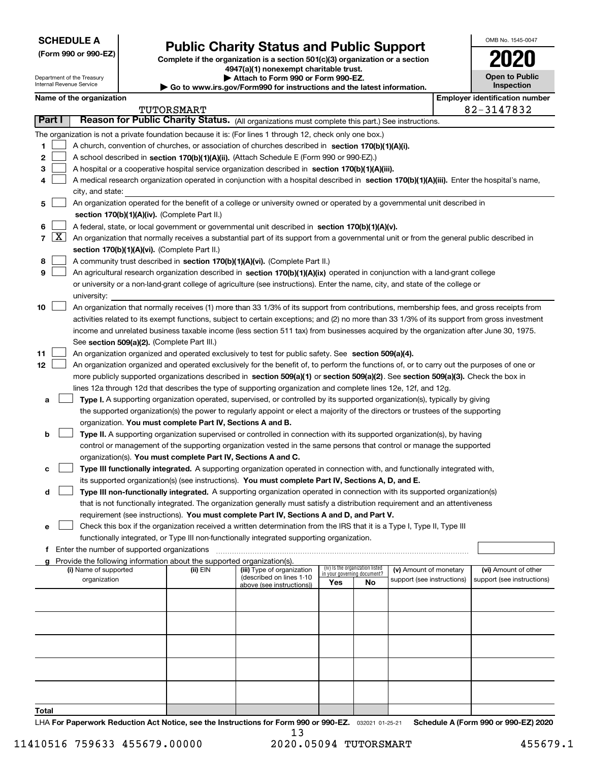**SCHEDULE A**
**(Form 990 or 990-EZ)**

Department of the Treasury
Internal Revenue Service

# Public Charity Status and Public Support

**Complete if the organization is a section 501(c)(3) organization or a section 4947(a)(1) nonexempt charitable trust.**
**▶ Attach to Form 990 or Form 990-EZ.**
**▶ Go to www.irs.gov/Form990 for instructions and the latest information.**

OMB No. 1545-0047

**2020**

**Open to Public Inspection**

**Name of the organization:** TUTORSMART
**Employer identification number:** 82-3147832

## Part I — Reason for Public Charity Status. (All organizations must complete this part.) See instructions.

The organization is not a private foundation because it is: (For lines 1 through 12, check only one box.)

1. [ ] A church, convention of churches, or association of churches described in **section 170(b)(1)(A)(i).**
2. [ ] A school described in **section 170(b)(1)(A)(ii).** (Attach Schedule E (Form 990 or 990-EZ).)
3. [ ] A hospital or a cooperative hospital service organization described in **section 170(b)(1)(A)(iii).**
4. [ ] A medical research organization operated in conjunction with a hospital described in **section 170(b)(1)(A)(iii).** Enter the hospital's name, city, and state: ______
5. [ ] An organization operated for the benefit of a college or university owned or operated by a governmental unit described in **section 170(b)(1)(A)(iv).** (Complete Part II.)
6. [ ] A federal, state, or local government or governmental unit described in **section 170(b)(1)(A)(v).**
7. [X] An organization that normally receives a substantial part of its support from a governmental unit or from the general public described in **section 170(b)(1)(A)(vi).** (Complete Part II.)
8. [ ] A community trust described in **section 170(b)(1)(A)(vi).** (Complete Part II.)
9. [ ] An agricultural research organization described in **section 170(b)(1)(A)(ix)** operated in conjunction with a land-grant college or university or a non-land-grant college of agriculture (see instructions). Enter the name, city, and state of the college or university: ______
10. [ ] An organization that normally receives (1) more than 33 1/3% of its support from contributions, membership fees, and gross receipts from activities related to its exempt functions, subject to certain exceptions; and (2) no more than 33 1/3% of its support from gross investment income and unrelated business taxable income (less section 511 tax) from businesses acquired by the organization after June 30, 1975. See **section 509(a)(2).** (Complete Part III.)
11. [ ] An organization organized and operated exclusively to test for public safety. See **section 509(a)(4).**
12. [ ] An organization organized and operated exclusively for the benefit of, to perform the functions of, or to carry out the purposes of one or more publicly supported organizations described in **section 509(a)(1)** or **section 509(a)(2)**. See **section 509(a)(3).** Check the box in lines 12a through 12d that describes the type of supporting organization and complete lines 12e, 12f, and 12g.

   a. [ ] **Type I.** A supporting organization operated, supervised, or controlled by its supported organization(s), typically by giving the supported organization(s) the power to regularly appoint or elect a majority of the directors or trustees of the supporting organization. **You must complete Part IV, Sections A and B.**

   b. [ ] **Type II.** A supporting organization supervised or controlled in connection with its supported organization(s), by having control or management of the supporting organization vested in the same persons that control or manage the supported organization(s). **You must complete Part IV, Sections A and C.**

   c. [ ] **Type III functionally integrated.** A supporting organization operated in connection with, and functionally integrated with, its supported organization(s) (see instructions). **You must complete Part IV, Sections A, D, and E.**

   d. [ ] **Type III non-functionally integrated.** A supporting organization operated in connection with its supported organization(s) that is not functionally integrated. The organization generally must satisfy a distribution requirement and an attentiveness requirement (see instructions). **You must complete Part IV, Sections A and D, and Part V.**

   e. [ ] Check this box if the organization received a written determination from the IRS that it is a Type I, Type II, Type III functionally integrated, or Type III non-functionally integrated supporting organization.

   f. Enter the number of supported organizations ______

   g. Provide the following information about the supported organization(s).

| (i) Name of supported organization | (ii) EIN | (iii) Type of organization (described on lines 1-10 above (see instructions)) | (iv) Is the organization listed in your governing document? Yes | No | (v) Amount of monetary support (see instructions) | (vi) Amount of other support (see instructions) |
|---|---|---|---|---|---|---|
| | | | | | | |
| | | | | | | |
| | | | | | | |
| | | | | | | |
| | | | | | | |
| **Total** | | | | | | |

LHA **For Paperwork Reduction Act Notice, see the Instructions for Form 990 or 990-EZ.** 032021 01-25-21 **Schedule A (Form 990 or 990-EZ) 2020**

11410516 759633 455679.00000 2020.05094 TUTORSMART 455679.1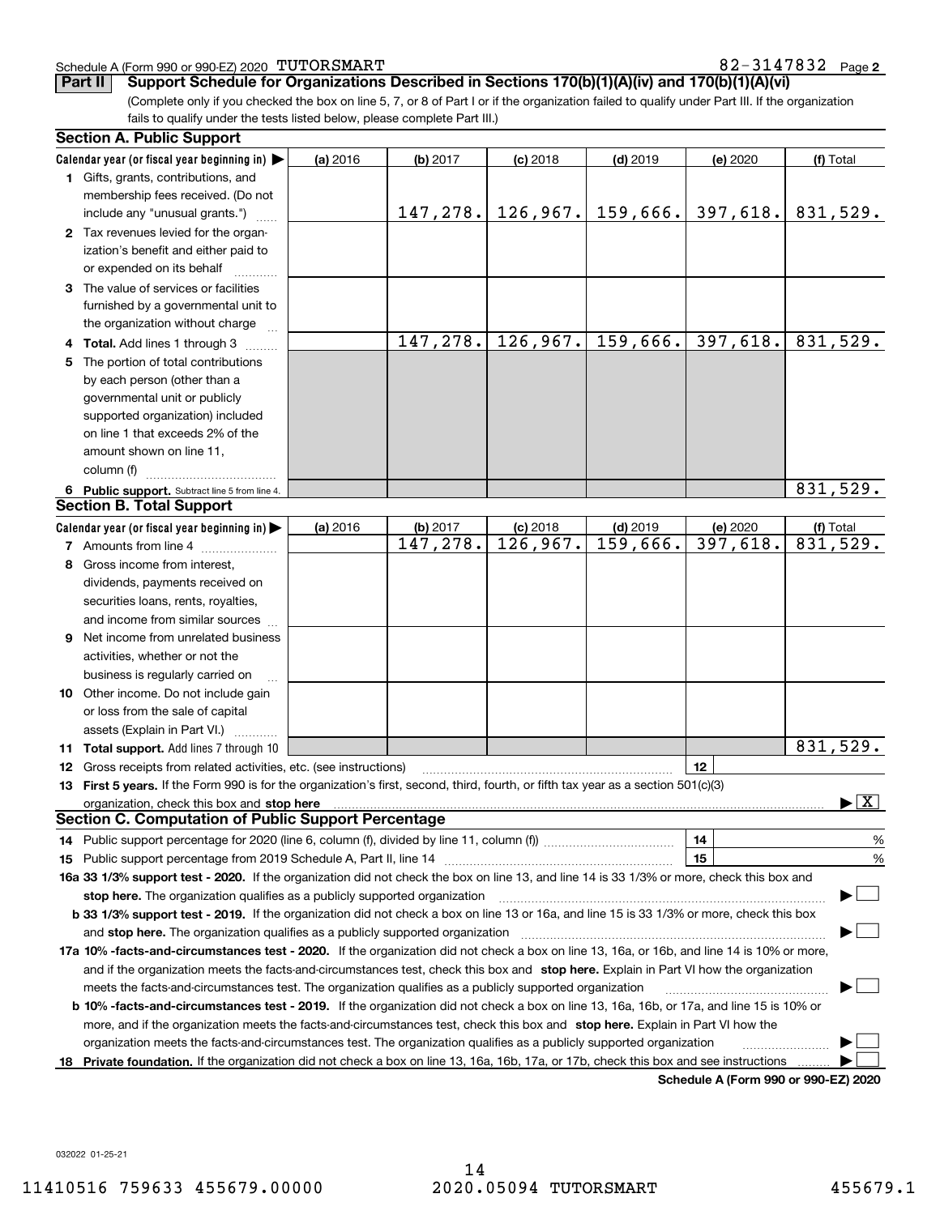Schedule A (Form 990 or 990-EZ) 2020 TUTORSMART 82-3147832 Page 2

**Part II Support Schedule for Organizations Described in Sections 170(b)(1)(A)(iv) and 170(b)(1)(A)(vi)**

(Complete only if you checked the box on line 5, 7, or 8 of Part I or if the organization failed to qualify under Part III. If the organization fails to qualify under the tests listed below, please complete Part III.)

## Section A. Public Support

| Calendar year (or fiscal year beginning in) ▶ | (a) 2016 | (b) 2017 | (c) 2018 | (d) 2019 | (e) 2020 | (f) Total |
|---|---|---|---|---|---|---|
| **1** Gifts, grants, contributions, and membership fees received. (Do not include any "unusual grants.") | | 147,278. | 126,967. | 159,666. | 397,618. | 831,529. |
| **2** Tax revenues levied for the organization's benefit and either paid to or expended on its behalf | | | | | | |
| **3** The value of services or facilities furnished by a governmental unit to the organization without charge | | | | | | |
| **4 Total.** Add lines 1 through 3 | | 147,278. | 126,967. | 159,666. | 397,618. | 831,529. |
| **5** The portion of total contributions by each person (other than a governmental unit or publicly supported organization) included on line 1 that exceeds 2% of the amount shown on line 11, column (f) | | | | | | |
| **6 Public support.** Subtract line 5 from line 4. | | | | | | 831,529. |

## Section B. Total Support

| Calendar year (or fiscal year beginning in) ▶ | (a) 2016 | (b) 2017 | (c) 2018 | (d) 2019 | (e) 2020 | (f) Total |
|---|---|---|---|---|---|---|
| **7** Amounts from line 4 | | 147,278. | 126,967. | 159,666. | 397,618. | 831,529. |
| **8** Gross income from interest, dividends, payments received on securities loans, rents, royalties, and income from similar sources | | | | | | |
| **9** Net income from unrelated business activities, whether or not the business is regularly carried on | | | | | | |
| **10** Other income. Do not include gain or loss from the sale of capital assets (Explain in Part VI.) | | | | | | |
| **11 Total support.** Add lines 7 through 10 | | | | | | 831,529. |

**12** Gross receipts from related activities, etc. (see instructions) | **12** |

**13 First 5 years.** If the Form 990 is for the organization's first, second, third, fourth, or fifth tax year as a section 501(c)(3) organization, check this box and **stop here** ▶ [X]

## Section C. Computation of Public Support Percentage

**14** Public support percentage for 2020 (line 6, column (f), divided by line 11, column (f)) | **14** | %

**15** Public support percentage from 2019 Schedule A, Part II, line 14 | **15** | %

**16a 33 1/3% support test - 2020.** If the organization did not check the box on line 13, and line 14 is 33 1/3% or more, check this box and **stop here.** The organization qualifies as a publicly supported organization ▶ [ ]

**b 33 1/3% support test - 2019.** If the organization did not check a box on line 13 or 16a, and line 15 is 33 1/3% or more, check this box and **stop here.** The organization qualifies as a publicly supported organization ▶ [ ]

**17a 10% -facts-and-circumstances test - 2020.** If the organization did not check a box on line 13, 16a, or 16b, and line 14 is 10% or more, and if the organization meets the facts-and-circumstances test, check this box and **stop here.** Explain in Part VI how the organization meets the facts-and-circumstances test. The organization qualifies as a publicly supported organization ▶ [ ]

**b 10% -facts-and-circumstances test - 2019.** If the organization did not check a box on line 13, 16a, 16b, or 17a, and line 15 is 10% or more, and if the organization meets the facts-and-circumstances test, check this box and **stop here.** Explain in Part VI how the organization meets the facts-and-circumstances test. The organization qualifies as a publicly supported organization ▶ [ ]

**18 Private foundation.** If the organization did not check a box on line 13, 16a, 16b, 17a, or 17b, check this box and see instructions ▶ [ ]

**Schedule A (Form 990 or 990-EZ) 2020**

032022 01-25-21

11410516 759633 455679.00000 2020.05094 TUTORSMART 455679.1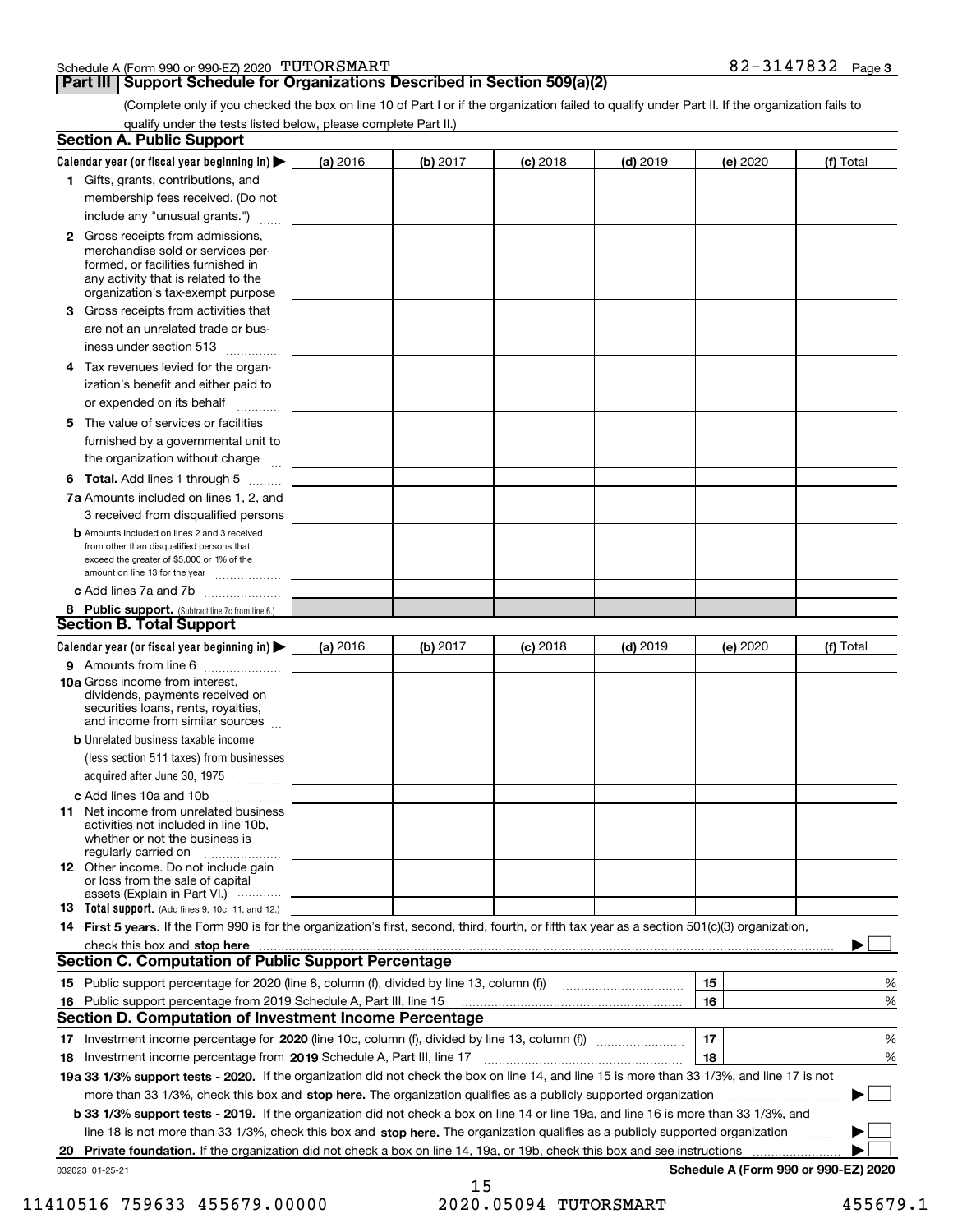## Part III Support Schedule for Organizations Described in Section 509(a)(2)

(Complete only if you checked the box on line 10 of Part I or if the organization failed to qualify under Part II. If the organization fails to qualify under the tests listed below, please complete Part II.)

### Section A. Public Support

| Calendar year (or fiscal year beginning in) ▶ | (a) 2016 | (b) 2017 | (c) 2018 | (d) 2019 | (e) 2020 | (f) Total |
|---|---|---|---|---|---|---|
| 1 Gifts, grants, contributions, and membership fees received. (Do not include any "unusual grants.") | | | | | | |
| 2 Gross receipts from admissions, merchandise sold or services performed, or facilities furnished in any activity that is related to the organization's tax-exempt purpose | | | | | | |
| 3 Gross receipts from activities that are not an unrelated trade or business under section 513 | | | | | | |
| 4 Tax revenues levied for the organization's benefit and either paid to or expended on its behalf | | | | | | |
| 5 The value of services or facilities furnished by a governmental unit to the organization without charge | | | | | | |
| 6 **Total.** Add lines 1 through 5 | | | | | | |
| 7a Amounts included on lines 1, 2, and 3 received from disqualified persons | | | | | | |
| b Amounts included on lines 2 and 3 received from other than disqualified persons that exceed the greater of $5,000 or 1% of the amount on line 13 for the year | | | | | | |
| c Add lines 7a and 7b | | | | | | |
| 8 **Public support.** (Subtract line 7c from line 6.) | | | | | | |

### Section B. Total Support

| Calendar year (or fiscal year beginning in) ▶ | (a) 2016 | (b) 2017 | (c) 2018 | (d) 2019 | (e) 2020 | (f) Total |
|---|---|---|---|---|---|---|
| 9 Amounts from line 6 | | | | | | |
| 10a Gross income from interest, dividends, payments received on securities loans, rents, royalties, and income from similar sources | | | | | | |
| b Unrelated business taxable income (less section 511 taxes) from businesses acquired after June 30, 1975 | | | | | | |
| c Add lines 10a and 10b | | | | | | |
| 11 Net income from unrelated business activities not included in line 10b, whether or not the business is regularly carried on | | | | | | |
| 12 Other income. Do not include gain or loss from the sale of capital assets (Explain in Part VI.) | | | | | | |
| 13 **Total support.** (Add lines 9, 10c, 11, and 12.) | | | | | | |

14 **First 5 years.** If the Form 990 is for the organization's first, second, third, fourth, or fifth tax year as a section 501(c)(3) organization, check this box and **stop here** ▶ ☐

### Section C. Computation of Public Support Percentage

| | | | |
|---|---|---|---|
| 15 | Public support percentage for 2020 (line 8, column (f), divided by line 13, column (f)) | 15 | % |
| 16 | Public support percentage from 2019 Schedule A, Part III, line 15 | 16 | % |

### Section D. Computation of Investment Income Percentage

| | | | |
|---|---|---|---|
| 17 | Investment income percentage for **2020** (line 10c, column (f), divided by line 13, column (f)) | 17 | % |
| 18 | Investment income percentage from **2019** Schedule A, Part III, line 17 | 18 | % |

**19a 33 1/3% support tests - 2020.** If the organization did not check the box on line 14, and line 15 is more than 33 1/3%, and line 17 is not more than 33 1/3%, check this box and **stop here.** The organization qualifies as a publicly supported organization ▶ ☐

**b 33 1/3% support tests - 2019.** If the organization did not check a box on line 14 or line 19a, and line 16 is more than 33 1/3%, and line 18 is not more than 33 1/3%, check this box and **stop here.** The organization qualifies as a publicly supported organization ▶ ☐

**20 Private foundation.** If the organization did not check a box on line 14, 19a, or 19b, check this box and see instructions ▶ ☐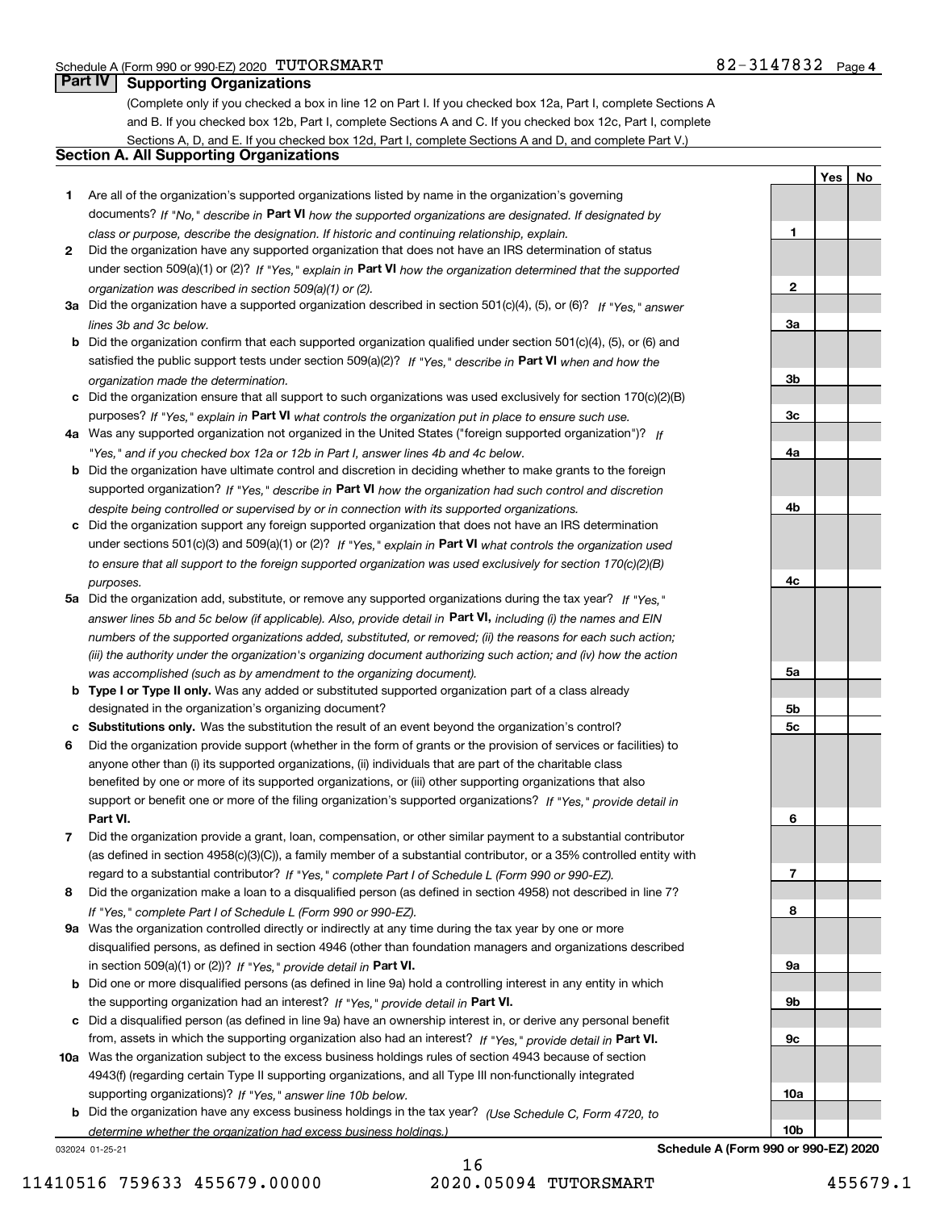## Part IV Supporting Organizations

(Complete only if you checked a box in line 12 on Part I. If you checked box 12a, Part I, complete Sections A and B. If you checked box 12b, Part I, complete Sections A and C. If you checked box 12c, Part I, complete Sections A, D, and E. If you checked box 12d, Part I, complete Sections A and D, and complete Part V.)

### Section A. All Supporting Organizations

| | | | Yes | No |
|---|---|---|---|---|
| **1** | Are all of the organization's supported organizations listed by name in the organization's governing documents? *If "No," describe in* **Part VI** *how the supported organizations are designated. If designated by class or purpose, describe the designation. If historic and continuing relationship, explain.* | 1 | | |
| **2** | Did the organization have any supported organization that does not have an IRS determination of status under section 509(a)(1) or (2)? *If "Yes," explain in* **Part VI** *how the organization determined that the supported organization was described in section 509(a)(1) or (2).* | 2 | | |
| **3a** | Did the organization have a supported organization described in section 501(c)(4), (5), or (6)? *If "Yes," answer lines 3b and 3c below.* | 3a | | |
| **b** | Did the organization confirm that each supported organization qualified under section 501(c)(4), (5), or (6) and satisfied the public support tests under section 509(a)(2)? *If "Yes," describe in* **Part VI** *when and how the organization made the determination.* | 3b | | |
| **c** | Did the organization ensure that all support to such organizations was used exclusively for section 170(c)(2)(B) purposes? *If "Yes," explain in* **Part VI** *what controls the organization put in place to ensure such use.* | 3c | | |
| **4a** | Was any supported organization not organized in the United States ("foreign supported organization")? *If "Yes," and if you checked box 12a or 12b in Part I, answer lines 4b and 4c below.* | 4a | | |
| **b** | Did the organization have ultimate control and discretion in deciding whether to make grants to the foreign supported organization? *If "Yes," describe in* **Part VI** *how the organization had such control and discretion despite being controlled or supervised by or in connection with its supported organizations.* | 4b | | |
| **c** | Did the organization support any foreign supported organization that does not have an IRS determination under sections 501(c)(3) and 509(a)(1) or (2)? *If "Yes," explain in* **Part VI** *what controls the organization used to ensure that all support to the foreign supported organization was used exclusively for section 170(c)(2)(B) purposes.* | 4c | | |
| **5a** | Did the organization add, substitute, or remove any supported organizations during the tax year? *If "Yes," answer lines 5b and 5c below (if applicable). Also, provide detail in* **Part VI,** *including (i) the names and EIN numbers of the supported organizations added, substituted, or removed; (ii) the reasons for each such action; (iii) the authority under the organization's organizing document authorizing such action; and (iv) how the action was accomplished (such as by amendment to the organizing document).* | 5a | | |
| **b** | **Type I or Type II only.** Was any added or substituted supported organization part of a class already designated in the organization's organizing document? | 5b | | |
| **c** | **Substitutions only.** Was the substitution the result of an event beyond the organization's control? | 5c | | |
| **6** | Did the organization provide support (whether in the form of grants or the provision of services or facilities) to anyone other than (i) its supported organizations, (ii) individuals that are part of the charitable class benefited by one or more of its supported organizations, or (iii) other supporting organizations that also support or benefit one or more of the filing organization's supported organizations? *If "Yes," provide detail in* **Part VI.** | 6 | | |
| **7** | Did the organization provide a grant, loan, compensation, or other similar payment to a substantial contributor (as defined in section 4958(c)(3)(C)), a family member of a substantial contributor, or a 35% controlled entity with regard to a substantial contributor? *If "Yes," complete Part I of Schedule L (Form 990 or 990-EZ).* | 7 | | |
| **8** | Did the organization make a loan to a disqualified person (as defined in section 4958) not described in line 7? *If "Yes," complete Part I of Schedule L (Form 990 or 990-EZ).* | 8 | | |
| **9a** | Was the organization controlled directly or indirectly at any time during the tax year by one or more disqualified persons, as defined in section 4946 (other than foundation managers and organizations described in section 509(a)(1) or (2))? *If "Yes," provide detail in* **Part VI.** | 9a | | |
| **b** | Did one or more disqualified persons (as defined in line 9a) hold a controlling interest in any entity in which the supporting organization had an interest? *If "Yes," provide detail in* **Part VI.** | 9b | | |
| **c** | Did a disqualified person (as defined in line 9a) have an ownership interest in, or derive any personal benefit from, assets in which the supporting organization also had an interest? *If "Yes," provide detail in* **Part VI.** | 9c | | |
| **10a** | Was the organization subject to the excess business holdings rules of section 4943 because of section 4943(f) (regarding certain Type II supporting organizations, and all Type III non-functionally integrated supporting organizations)? *If "Yes," answer line 10b below.* | 10a | | |
| **b** | Did the organization have any excess business holdings in the tax year? *(Use Schedule C, Form 4720, to determine whether the organization had excess business holdings.)* | 10b | | |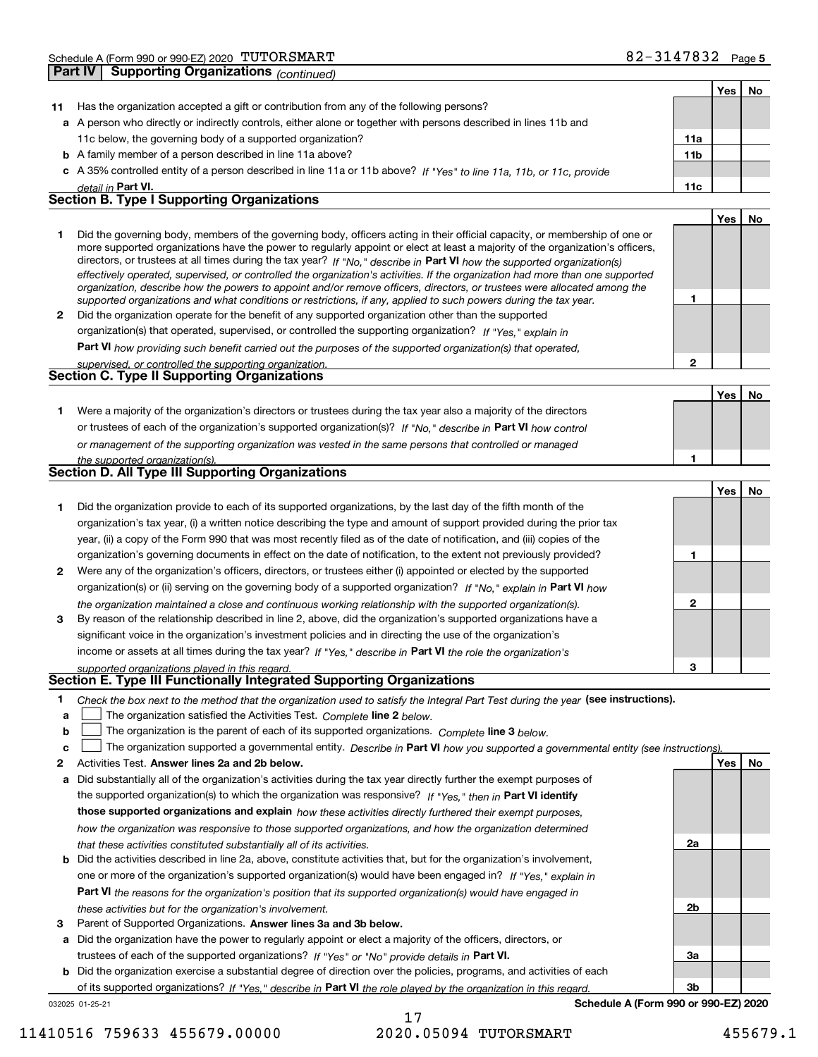## Part IV | Supporting Organizations *(continued)*

| | | | Yes | No |
|---|---|---|---|---|
| **11** | Has the organization accepted a gift or contribution from any of the following persons? | | | |
| **a** | A person who directly or indirectly controls, either alone or together with persons described in lines 11b and 11c below, the governing body of a supported organization? | **11a** | | |
| **b** | A family member of a person described in line 11a above? | **11b** | | |
| **c** | A 35% controlled entity of a person described in line 11a or 11b above? *If "Yes" to line 11a, 11b, or 11c, provide detail in* **Part VI.** | **11c** | | |

### Section B. Type I Supporting Organizations

| | | | Yes | No |
|---|---|---|---|---|
| **1** | Did the governing body, members of the governing body, officers acting in their official capacity, or membership of one or more supported organizations have the power to regularly appoint or elect at least a majority of the organization's officers, directors, or trustees at all times during the tax year? *If "No," describe in* **Part VI** *how the supported organization(s) effectively operated, supervised, or controlled the organization's activities. If the organization had more than one supported organization, describe how the powers to appoint and/or remove officers, directors, or trustees were allocated among the supported organizations and what conditions or restrictions, if any, applied to such powers during the tax year.* | **1** | | |
| **2** | Did the organization operate for the benefit of any supported organization other than the supported organization(s) that operated, supervised, or controlled the supporting organization? *If "Yes," explain in* **Part VI** *how providing such benefit carried out the purposes of the supported organization(s) that operated, supervised, or controlled the supporting organization.* | **2** | | |

### Section C. Type II Supporting Organizations

| | | | Yes | No |
|---|---|---|---|---|
| **1** | Were a majority of the organization's directors or trustees during the tax year also a majority of the directors or trustees of each of the organization's supported organization(s)? *If "No," describe in* **Part VI** *how control or management of the supporting organization was vested in the same persons that controlled or managed the supported organization(s).* | **1** | | |

### Section D. All Type III Supporting Organizations

| | | | Yes | No |
|---|---|---|---|---|
| **1** | Did the organization provide to each of its supported organizations, by the last day of the fifth month of the organization's tax year, (i) a written notice describing the type and amount of support provided during the prior tax year, (ii) a copy of the Form 990 that was most recently filed as of the date of notification, and (iii) copies of the organization's governing documents in effect on the date of notification, to the extent not previously provided? | **1** | | |
| **2** | Were any of the organization's officers, directors, or trustees either (i) appointed or elected by the supported organization(s) or (ii) serving on the governing body of a supported organization? *If "No," explain in* **Part VI** *how the organization maintained a close and continuous working relationship with the supported organization(s).* | **2** | | |
| **3** | By reason of the relationship described in line 2, above, did the organization's supported organizations have a significant voice in the organization's investment policies and in directing the use of the organization's income or assets at all times during the tax year? *If "Yes," describe in* **Part VI** *the role the organization's supported organizations played in this regard.* | **3** | | |

### Section E. Type III Functionally Integrated Supporting Organizations

**1** *Check the box next to the method that the organization used to satisfy the Integral Part Test during the year* **(see instructions).**

- **a** ☐ The organization satisfied the Activities Test. *Complete* **line 2** *below.*
- **b** ☐ The organization is the parent of each of its supported organizations. *Complete* **line 3** *below.*
- **c** ☐ The organization supported a governmental entity. *Describe in* **Part VI** *how you supported a governmental entity (see instructions).*

| | | | Yes | No |
|---|---|---|---|---|
| **2** | Activities Test. **Answer lines 2a and 2b below.** | | | |
| **a** | Did substantially all of the organization's activities during the tax year directly further the exempt purposes of the supported organization(s) to which the organization was responsive? *If "Yes," then in* **Part VI identify those supported organizations and explain** *how these activities directly furthered their exempt purposes, how the organization was responsive to those supported organizations, and how the organization determined that these activities constituted substantially all of its activities.* | **2a** | | |
| **b** | Did the activities described in line 2a, above, constitute activities that, but for the organization's involvement, one or more of the organization's supported organization(s) would have been engaged in? *If "Yes," explain in* **Part VI** *the reasons for the organization's position that its supported organization(s) would have engaged in these activities but for the organization's involvement.* | **2b** | | |
| **3** | Parent of Supported Organizations. **Answer lines 3a and 3b below.** | | | |
| **a** | Did the organization have the power to regularly appoint or elect a majority of the officers, directors, or trustees of each of the supported organizations? *If "Yes" or "No" provide details in* **Part VI.** | **3a** | | |
| **b** | Did the organization exercise a substantial degree of direction over the policies, programs, and activities of each of its supported organizations? *If "Yes," describe in* **Part VI** *the role played by the organization in this regard.* | **3b** | | |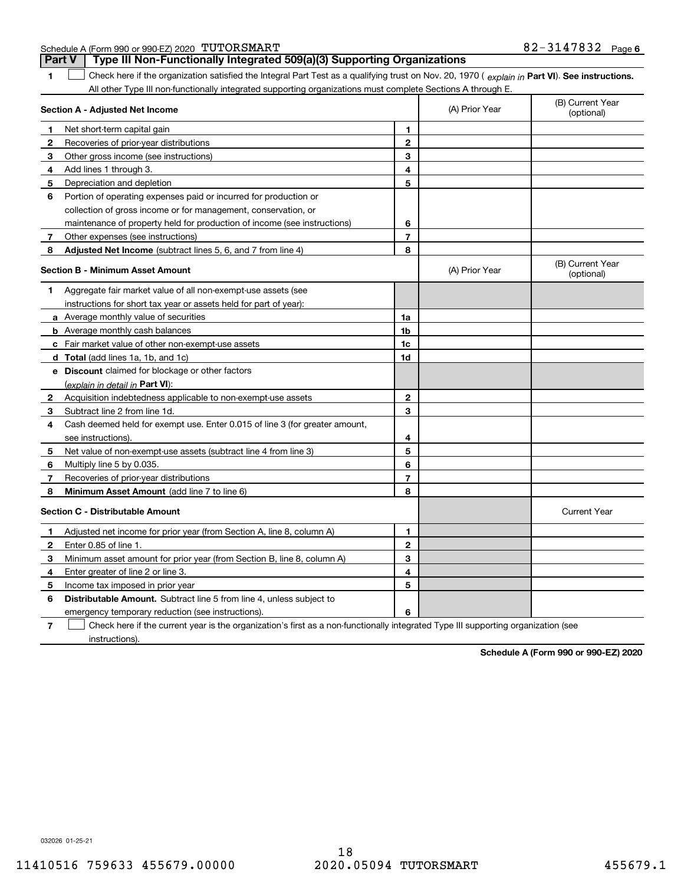Schedule A (Form 990 or 990-EZ) 2020 TUTORSMART 82-3147832 Page 6

## Part V Type III Non-Functionally Integrated 509(a)(3) Supporting Organizations

**1** ☐ Check here if the organization satisfied the Integral Part Test as a qualifying trust on Nov. 20, 1970 ( *explain in* **Part VI**). **See instructions.** All other Type III non-functionally integrated supporting organizations must complete Sections A through E.

| **Section A - Adjusted Net Income** | | (A) Prior Year | (B) Current Year (optional) |
|---|---|---|---|
| **1** Net short-term capital gain | **1** | | |
| **2** Recoveries of prior-year distributions | **2** | | |
| **3** Other gross income (see instructions) | **3** | | |
| **4** Add lines 1 through 3. | **4** | | |
| **5** Depreciation and depletion | **5** | | |
| **6** Portion of operating expenses paid or incurred for production or collection of gross income or for management, conservation, or maintenance of property held for production of income (see instructions) | **6** | | |
| **7** Other expenses (see instructions) | **7** | | |
| **8** **Adjusted Net Income** (subtract lines 5, 6, and 7 from line 4) | **8** | | |

| **Section B - Minimum Asset Amount** | | (A) Prior Year | (B) Current Year (optional) |
|---|---|---|---|
| **1** Aggregate fair market value of all non-exempt-use assets (see instructions for short tax year or assets held for part of year): | | | |
| **a** Average monthly value of securities | **1a** | | |
| **b** Average monthly cash balances | **1b** | | |
| **c** Fair market value of other non-exempt-use assets | **1c** | | |
| **d** **Total** (add lines 1a, 1b, and 1c) | **1d** | | |
| **e** **Discount** claimed for blockage or other factors (*explain in detail in* **Part VI**): | | | |
| **2** Acquisition indebtedness applicable to non-exempt-use assets | **2** | | |
| **3** Subtract line 2 from line 1d. | **3** | | |
| **4** Cash deemed held for exempt use. Enter 0.015 of line 3 (for greater amount, see instructions). | **4** | | |
| **5** Net value of non-exempt-use assets (subtract line 4 from line 3) | **5** | | |
| **6** Multiply line 5 by 0.035. | **6** | | |
| **7** Recoveries of prior-year distributions | **7** | | |
| **8** **Minimum Asset Amount** (add line 7 to line 6) | **8** | | |

| **Section C - Distributable Amount** | | | Current Year |
|---|---|---|---|
| **1** Adjusted net income for prior year (from Section A, line 8, column A) | **1** | | |
| **2** Enter 0.85 of line 1. | **2** | | |
| **3** Minimum asset amount for prior year (from Section B, line 8, column A) | **3** | | |
| **4** Enter greater of line 2 or line 3. | **4** | | |
| **5** Income tax imposed in prior year | **5** | | |
| **6** **Distributable Amount.** Subtract line 5 from line 4, unless subject to emergency temporary reduction (see instructions). | **6** | | |

**7** ☐ Check here if the current year is the organization's first as a non-functionally integrated Type III supporting organization (see instructions).

**Schedule A (Form 990 or 990-EZ) 2020**

032026 01-25-21

11410516 759633 455679.00000 2020.05094 TUTORSMART 455679.1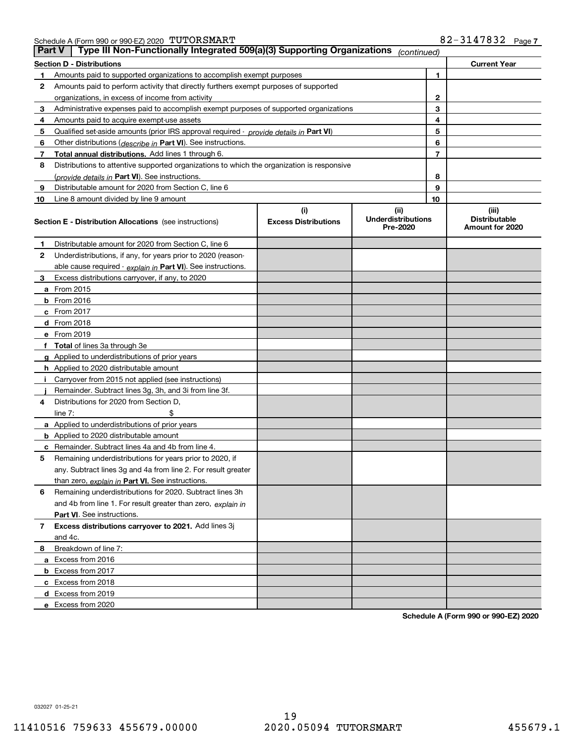Schedule A (Form 990 or 990-EZ) 2020 TUTORSMART 82-3147832 Page 7

## Part V Type III Non-Functionally Integrated 509(a)(3) Supporting Organizations *(continued)*

| Section D - Distributions | | | Current Year |
|---|---|---|---|
| 1 | Amounts paid to supported organizations to accomplish exempt purposes | 1 | |
| 2 | Amounts paid to perform activity that directly furthers exempt purposes of supported organizations, in excess of income from activity | 2 | |
| 3 | Administrative expenses paid to accomplish exempt purposes of supported organizations | 3 | |
| 4 | Amounts paid to acquire exempt-use assets | 4 | |
| 5 | Qualified set-aside amounts (prior IRS approval required - *provide details in* **Part VI**) | 5 | |
| 6 | Other distributions (*describe in* **Part VI**). See instructions. | 6 | |
| 7 | **Total annual distributions.** Add lines 1 through 6. | 7 | |
| 8 | Distributions to attentive supported organizations to which the organization is responsive (*provide details in* **Part VI**). See instructions. | 8 | |
| 9 | Distributable amount for 2020 from Section C, line 6 | 9 | |
| 10 | Line 8 amount divided by line 9 amount | 10 | |

| Section E - Distribution Allocations (see instructions) | (i) Excess Distributions | (ii) Underdistributions Pre-2020 | (iii) Distributable Amount for 2020 |
|---|---|---|---|
| **1** Distributable amount for 2020 from Section C, line 6 | | | |
| **2** Underdistributions, if any, for years prior to 2020 (reasonable cause required - *explain in* **Part VI**). See instructions. | | | |
| **3** Excess distributions carryover, if any, to 2020 | | | |
| **a** From 2015 | | | |
| **b** From 2016 | | | |
| **c** From 2017 | | | |
| **d** From 2018 | | | |
| **e** From 2019 | | | |
| **f** **Total** of lines 3a through 3e | | | |
| **g** Applied to underdistributions of prior years | | | |
| **h** Applied to 2020 distributable amount | | | |
| **i** Carryover from 2015 not applied (see instructions) | | | |
| **j** Remainder. Subtract lines 3g, 3h, and 3i from line 3f. | | | |
| **4** Distributions for 2020 from Section D, line 7: $ | | | |
| **a** Applied to underdistributions of prior years | | | |
| **b** Applied to 2020 distributable amount | | | |
| **c** Remainder. Subtract lines 4a and 4b from line 4. | | | |
| **5** Remaining underdistributions for years prior to 2020, if any. Subtract lines 3g and 4a from line 2. For result greater than zero, *explain in* **Part VI.** See instructions. | | | |
| **6** Remaining underdistributions for 2020. Subtract lines 3h and 4b from line 1. For result greater than zero, *explain in* **Part VI**. See instructions. | | | |
| **7** **Excess distributions carryover to 2021.** Add lines 3j and 4c. | | | |
| **8** Breakdown of line 7: | | | |
| **a** Excess from 2016 | | | |
| **b** Excess from 2017 | | | |
| **c** Excess from 2018 | | | |
| **d** Excess from 2019 | | | |
| **e** Excess from 2020 | | | |

**Schedule A (Form 990 or 990-EZ) 2020**

032027 01-25-21

11410516 759633 455679.00000 2020.05094 TUTORSMART 455679.1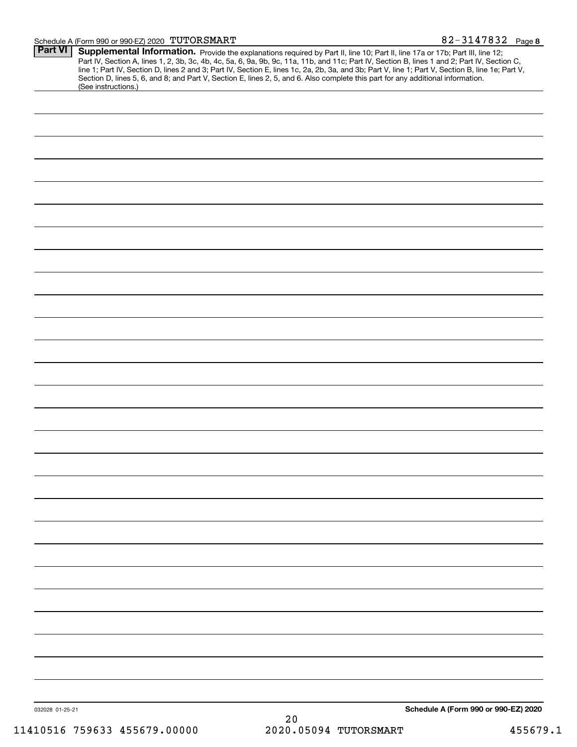Schedule A (Form 990 or 990-EZ) 2020 TUTORSMART 82-3147832 Page **8**

**Part VI** **Supplemental Information.** Provide the explanations required by Part II, line 10; Part II, line 17a or 17b; Part III, line 12; Part IV, Section A, lines 1, 2, 3b, 3c, 4b, 4c, 5a, 6, 9a, 9b, 9c, 11a, 11b, and 11c; Part IV, Section B, lines 1 and 2; Part IV, Section C, line 1; Part IV, Section D, lines 2 and 3; Part IV, Section E, lines 1c, 2a, 2b, 3a, and 3b; Part V, line 1; Part V, Section B, line 1e; Part V, Section D, lines 5, 6, and 8; and Part V, Section E, lines 2, 5, and 6. Also complete this part for any additional information. (See instructions.)

032028 01-25-21 **Schedule A (Form 990 or 990-EZ) 2020**

11410516 759633 455679.00000 2020.05094 TUTORSMART 455679.1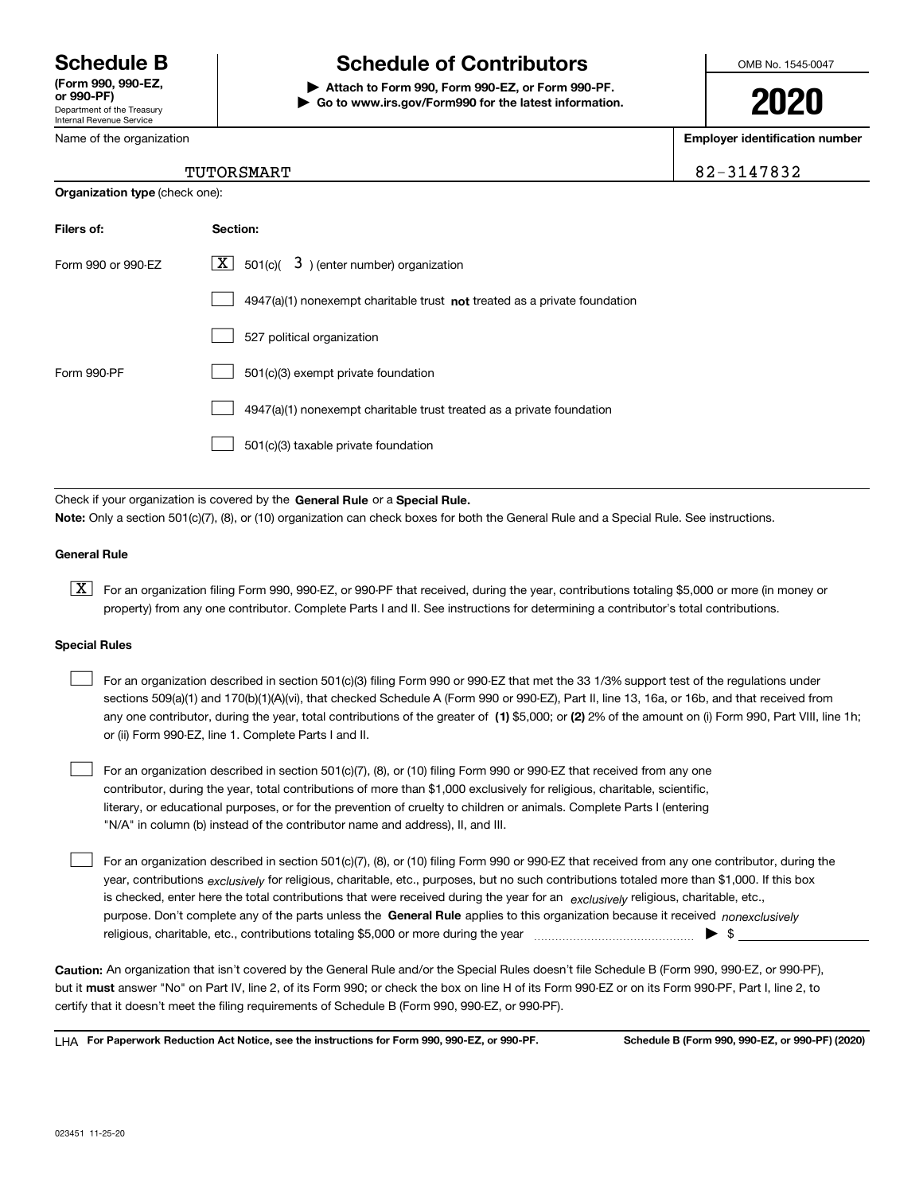# Schedule B

**(Form 990, 990-EZ, or 990-PF)**
Department of the Treasury
Internal Revenue Service

## Schedule of Contributors

▶ **Attach to Form 990, Form 990-EZ, or Form 990-PF.**
▶ **Go to www.irs.gov/Form990 for the latest information.**

OMB No. 1545-0047

**2020**

| Name of the organization | Employer identification number |
|---|---|
| TUTORSMART | 82-3147832 |

**Organization type** (check one):

| Filers of: | Section: |
|---|---|
| Form 990 or 990-EZ | [X] 501(c)( 3 ) (enter number) organization |
| | [ ] 4947(a)(1) nonexempt charitable trust **not** treated as a private foundation |
| | [ ] 527 political organization |
| Form 990-PF | [ ] 501(c)(3) exempt private foundation |
| | [ ] 4947(a)(1) nonexempt charitable trust treated as a private foundation |
| | [ ] 501(c)(3) taxable private foundation |

Check if your organization is covered by the **General Rule** or a **Special Rule.**

**Note:** Only a section 501(c)(7), (8), or (10) organization can check boxes for both the General Rule and a Special Rule. See instructions.

### General Rule

[X] For an organization filing Form 990, 990-EZ, or 990-PF that received, during the year, contributions totaling $5,000 or more (in money or property) from any one contributor. Complete Parts I and II. See instructions for determining a contributor's total contributions.

### Special Rules

[ ] For an organization described in section 501(c)(3) filing Form 990 or 990-EZ that met the 33 1/3% support test of the regulations under sections 509(a)(1) and 170(b)(1)(A)(vi), that checked Schedule A (Form 990 or 990-EZ), Part II, line 13, 16a, or 16b, and that received from any one contributor, during the year, total contributions of the greater of **(1)** $5,000; or **(2)** 2% of the amount on (i) Form 990, Part VIII, line 1h; or (ii) Form 990-EZ, line 1. Complete Parts I and II.

[ ] For an organization described in section 501(c)(7), (8), or (10) filing Form 990 or 990-EZ that received from any one contributor, during the year, total contributions of more than $1,000 exclusively for religious, charitable, scientific, literary, or educational purposes, or for the prevention of cruelty to children or animals. Complete Parts I (entering "N/A" in column (b) instead of the contributor name and address), II, and III.

[ ] For an organization described in section 501(c)(7), (8), or (10) filing Form 990 or 990-EZ that received from any one contributor, during the year, contributions *exclusively* for religious, charitable, etc., purposes, but no such contributions totaled more than $1,000. If this box is checked, enter here the total contributions that were received during the year for an *exclusively* religious, charitable, etc., purpose. Don't complete any of the parts unless the **General Rule** applies to this organization because it received *nonexclusively* religious, charitable, etc., contributions totaling $5,000 or more during the year ▶ $ ____________

**Caution:** An organization that isn't covered by the General Rule and/or the Special Rules doesn't file Schedule B (Form 990, 990-EZ, or 990-PF), but it **must** answer "No" on Part IV, line 2, of its Form 990; or check the box on line H of its Form 990-EZ or on its Form 990-PF, Part I, line 2, to certify that it doesn't meet the filing requirements of Schedule B (Form 990, 990-EZ, or 990-PF).

LHA **For Paperwork Reduction Act Notice, see the instructions for Form 990, 990-EZ, or 990-PF.** **Schedule B (Form 990, 990-EZ, or 990-PF) (2020)**

023451 11-25-20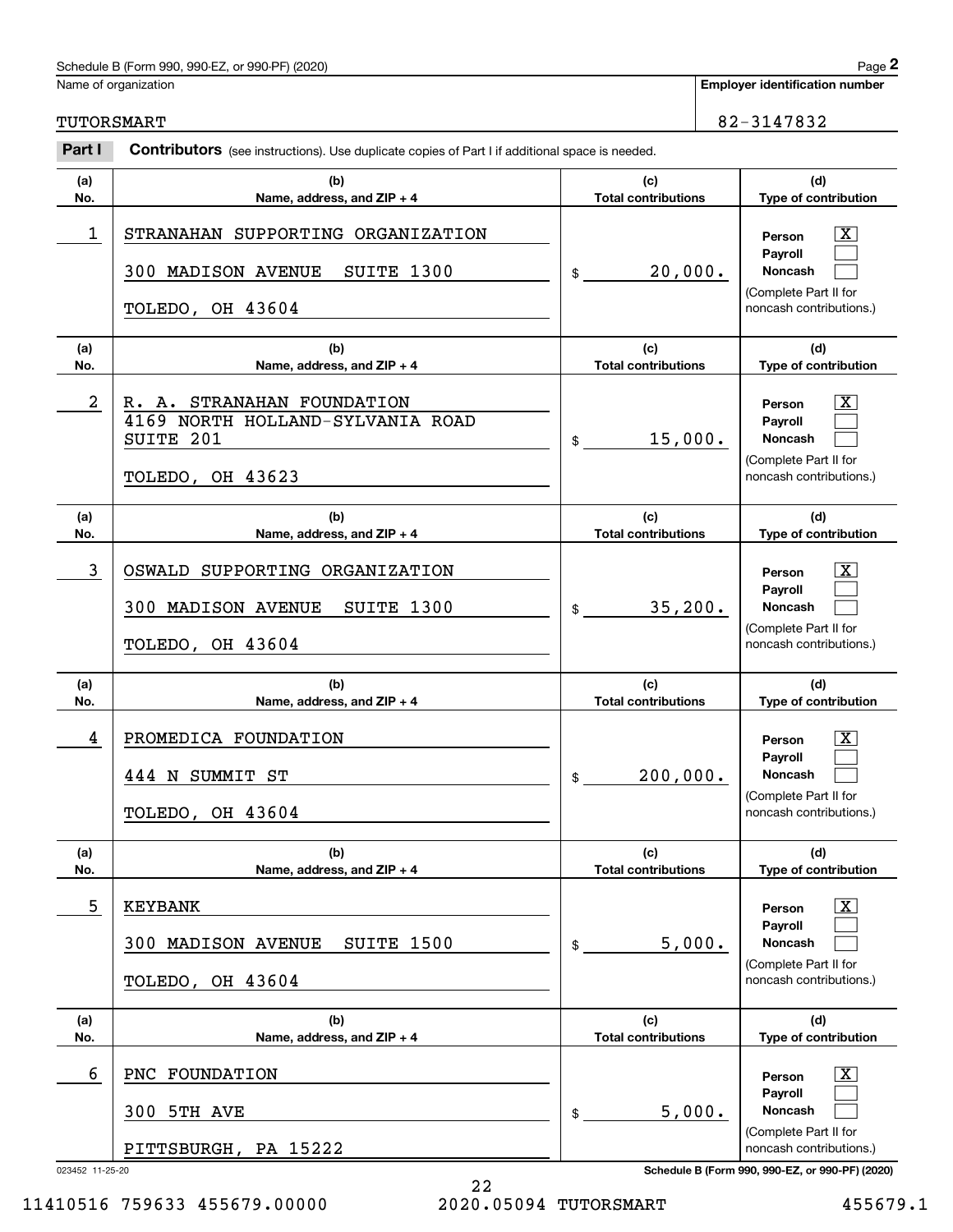Schedule B (Form 990, 990-EZ, or 990-PF) (2020)

Name of organization: TUTORSMART

Employer identification number: 82-3147832

**Part I** **Contributors** (see instructions). Use duplicate copies of Part I if additional space is needed.

| (a) No. | (b) Name, address, and ZIP + 4 | (c) Total contributions | (d) Type of contribution |
|---|---|---|---|
| 1 | STRANAHAN SUPPORTING ORGANIZATION<br>300 MADISON AVENUE SUITE 1300<br>TOLEDO, OH 43604 | $ 20,000. | Person [X]<br>Payroll [ ]<br>Noncash [ ]<br>(Complete Part II for noncash contributions.) |
| 2 | R. A. STRANAHAN FOUNDATION<br>4169 NORTH HOLLAND-SYLVANIA ROAD<br>SUITE 201<br>TOLEDO, OH 43623 | $ 15,000. | Person [X]<br>Payroll [ ]<br>Noncash [ ]<br>(Complete Part II for noncash contributions.) |
| 3 | OSWALD SUPPORTING ORGANIZATION<br>300 MADISON AVENUE SUITE 1300<br>TOLEDO, OH 43604 | $ 35,200. | Person [X]<br>Payroll [ ]<br>Noncash [ ]<br>(Complete Part II for noncash contributions.) |
| 4 | PROMEDICA FOUNDATION<br>444 N SUMMIT ST<br>TOLEDO, OH 43604 | $ 200,000. | Person [X]<br>Payroll [ ]<br>Noncash [ ]<br>(Complete Part II for noncash contributions.) |
| 5 | KEYBANK<br>300 MADISON AVENUE SUITE 1500<br>TOLEDO, OH 43604 | $ 5,000. | Person [X]<br>Payroll [ ]<br>Noncash [ ]<br>(Complete Part II for noncash contributions.) |
| 6 | PNC FOUNDATION<br>300 5TH AVE<br>PITTSBURGH, PA 15222 | $ 5,000. | Person [X]<br>Payroll [ ]<br>Noncash [ ]<br>(Complete Part II for noncash contributions.) |

023452 11-25-20

Schedule B (Form 990, 990-EZ, or 990-PF) (2020)

11410516 759633 455679.00000 2020.05094 TUTORSMART 455679.1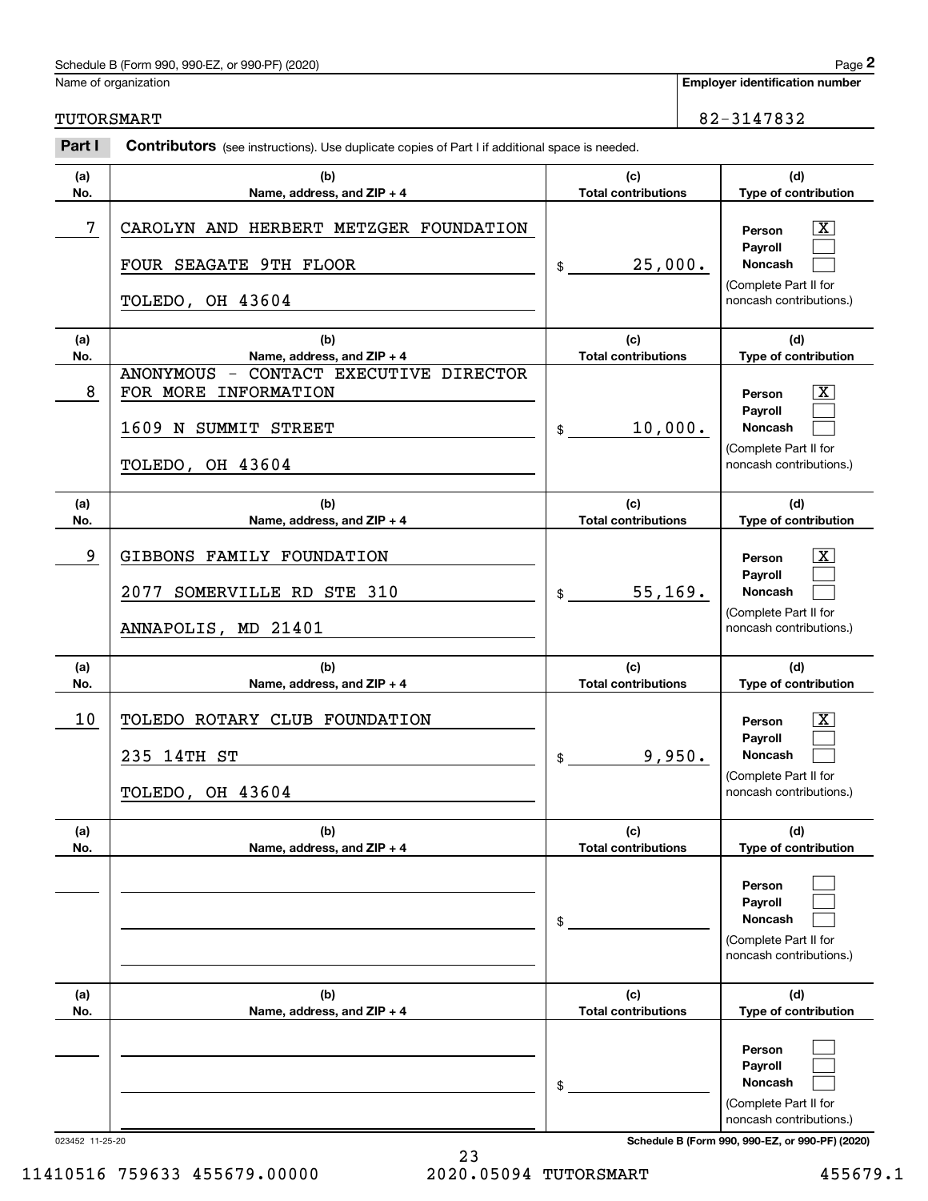Name of organization

TUTORSMART

**Employer identification number**

82-3147832

**Part I** **Contributors** (see instructions). Use duplicate copies of Part I if additional space is needed.

| (a) No. | (b) Name, address, and ZIP + 4 | (c) Total contributions | (d) Type of contribution |
|---|---|---|---|
| 7 | CAROLYN AND HERBERT METZGER FOUNDATION<br>FOUR SEAGATE 9TH FLOOR<br>TOLEDO, OH 43604 | $ 25,000. | Person [X]<br>Payroll [ ]<br>Noncash [ ]<br>(Complete Part II for noncash contributions.) |
| 8 | ANONYMOUS - CONTACT EXECUTIVE DIRECTOR FOR MORE INFORMATION<br>1609 N SUMMIT STREET<br>TOLEDO, OH 43604 | $ 10,000. | Person [X]<br>Payroll [ ]<br>Noncash [ ]<br>(Complete Part II for noncash contributions.) |
| 9 | GIBBONS FAMILY FOUNDATION<br>2077 SOMERVILLE RD STE 310<br>ANNAPOLIS, MD 21401 | $ 55,169. | Person [X]<br>Payroll [ ]<br>Noncash [ ]<br>(Complete Part II for noncash contributions.) |
| 10 | TOLEDO ROTARY CLUB FOUNDATION<br>235 14TH ST<br>TOLEDO, OH 43604 | $ 9,950. | Person [X]<br>Payroll [ ]<br>Noncash [ ]<br>(Complete Part II for noncash contributions.) |
| | | $ | Person [ ]<br>Payroll [ ]<br>Noncash [ ]<br>(Complete Part II for noncash contributions.) |
| | | $ | Person [ ]<br>Payroll [ ]<br>Noncash [ ]<br>(Complete Part II for noncash contributions.) |

023452 11-25-20

11410516 759633 455679.00000 2020.05094 TUTORSMART 455679.1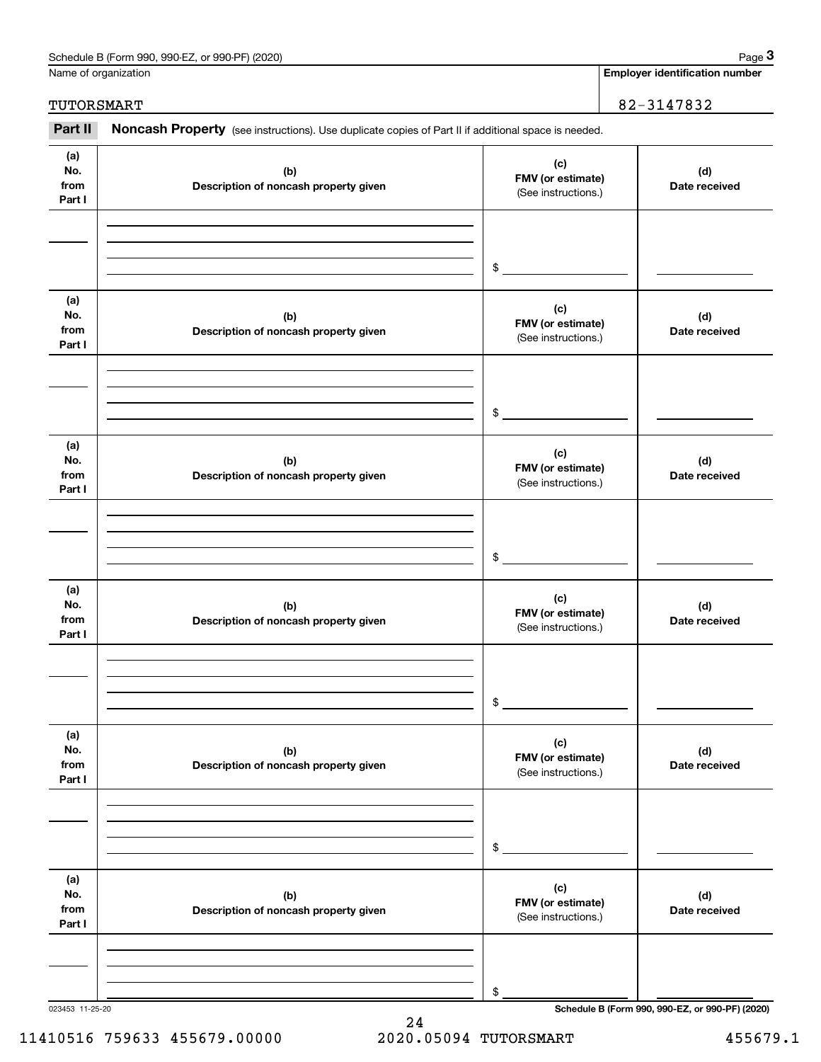Name of organization | Employer identification number

TUTORSMART | 82-3147832

**Part II** **Noncash Property** (see instructions). Use duplicate copies of Part II if additional space is needed.

| (a) No. from Part I | (b) Description of noncash property given | (c) FMV (or estimate) (See instructions.) | (d) Date received |
|---|---|---|---|
| | | $ | |

| (a) No. from Part I | (b) Description of noncash property given | (c) FMV (or estimate) (See instructions.) | (d) Date received |
|---|---|---|---|
| | | $ | |

| (a) No. from Part I | (b) Description of noncash property given | (c) FMV (or estimate) (See instructions.) | (d) Date received |
|---|---|---|---|
| | | $ | |

| (a) No. from Part I | (b) Description of noncash property given | (c) FMV (or estimate) (See instructions.) | (d) Date received |
|---|---|---|---|
| | | $ | |

| (a) No. from Part I | (b) Description of noncash property given | (c) FMV (or estimate) (See instructions.) | (d) Date received |
|---|---|---|---|
| | | $ | |

| (a) No. from Part I | (b) Description of noncash property given | (c) FMV (or estimate) (See instructions.) | (d) Date received |
|---|---|---|---|
| | | $ | |

023453 11-25-20

**Schedule B (Form 990, 990-EZ, or 990-PF) (2020)**

11410516 759633 455679.00000 2020.05094 TUTORSMART 455679.1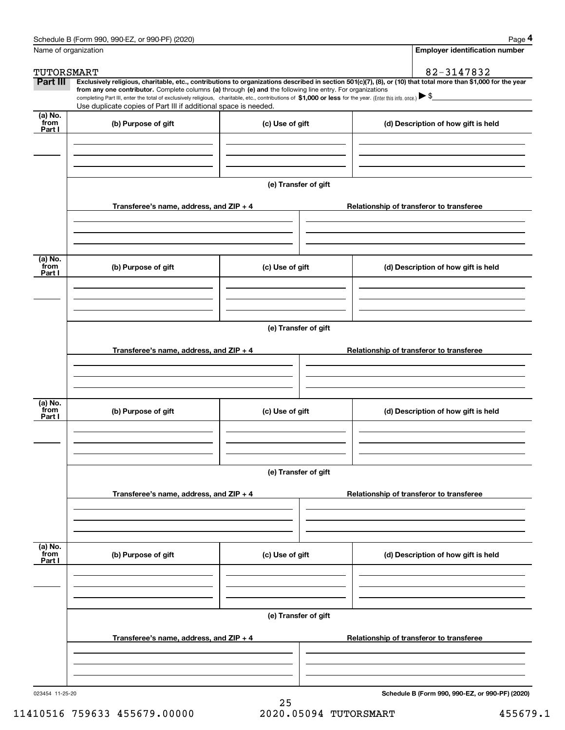Schedule B (Form 990, 990-EZ, or 990-PF) (2020)

Name of organization: TUTORSMART

Employer identification number: 82-3147832

**Part III** **Exclusively religious, charitable, etc., contributions to organizations described in section 501(c)(7), (8), or (10) that total more than $1,000 for the year from any one contributor.** Complete columns **(a)** through **(e) and** the following line entry. For organizations completing Part III, enter the total of exclusively religious, charitable, etc., contributions of **$1,000 or less** for the year. (Enter this info. once.) ▶ $

Use duplicate copies of Part III if additional space is needed.

| (a) No. from Part I | (b) Purpose of gift | (c) Use of gift | (d) Description of how gift is held |
|---|---|---|---|
| | | | |

**(e) Transfer of gift**

| Transferee's name, address, and ZIP + 4 | Relationship of transferor to transferee |
|---|---|
| | |

| (a) No. from Part I | (b) Purpose of gift | (c) Use of gift | (d) Description of how gift is held |
|---|---|---|---|
| | | | |

**(e) Transfer of gift**

| Transferee's name, address, and ZIP + 4 | Relationship of transferor to transferee |
|---|---|
| | |

| (a) No. from Part I | (b) Purpose of gift | (c) Use of gift | (d) Description of how gift is held |
|---|---|---|---|
| | | | |

**(e) Transfer of gift**

| Transferee's name, address, and ZIP + 4 | Relationship of transferor to transferee |
|---|---|
| | |

| (a) No. from Part I | (b) Purpose of gift | (c) Use of gift | (d) Description of how gift is held |
|---|---|---|---|
| | | | |

**(e) Transfer of gift**

| Transferee's name, address, and ZIP + 4 | Relationship of transferor to transferee |
|---|---|
| | |

023454 11-25-20

**Schedule B (Form 990, 990-EZ, or 990-PF) (2020)**

11410516 759633 455679.00000 2020.05094 TUTORSMART 455679.1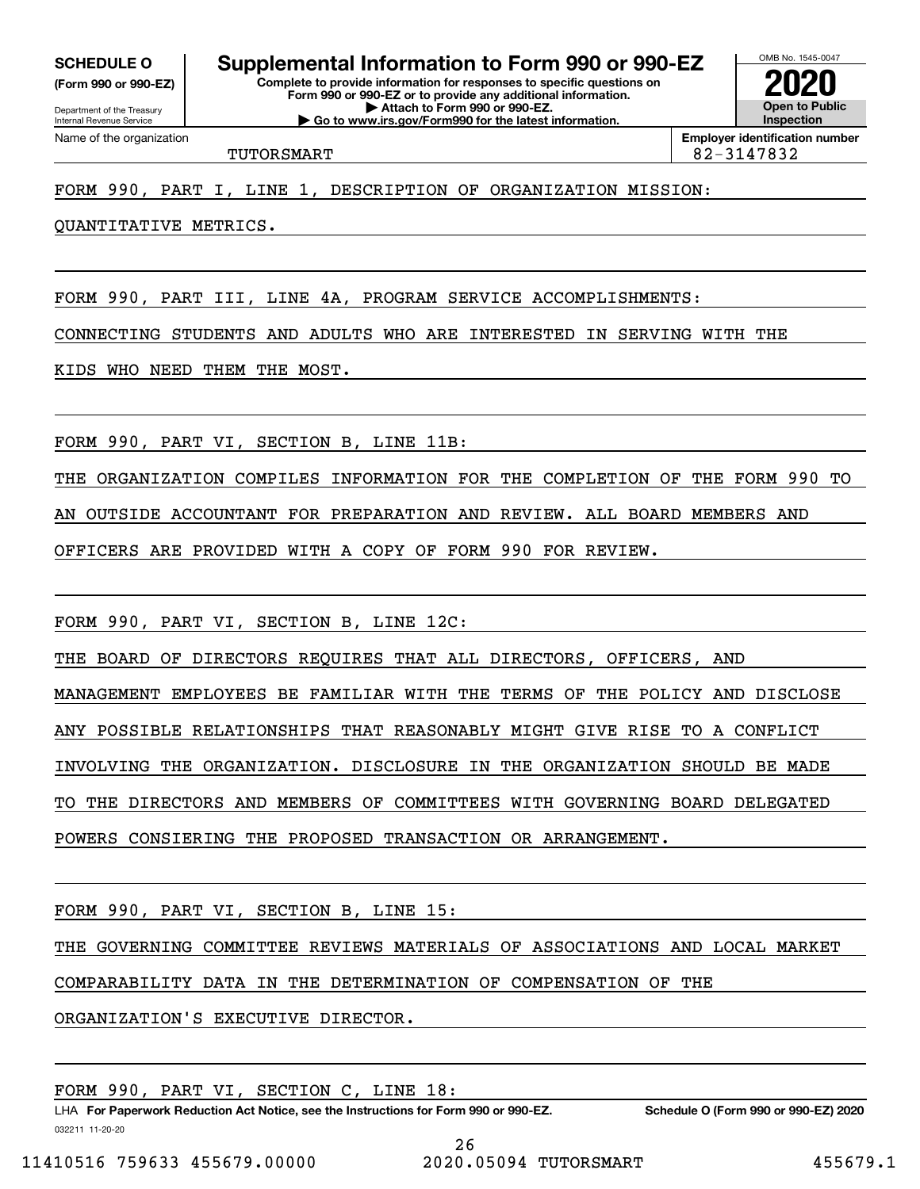**SCHEDULE O** (Form 990 or 990-EZ)

Department of the Treasury
Internal Revenue Service

# Supplemental Information to Form 990 or 990-EZ

**Complete to provide information for responses to specific questions on Form 990 or 990-EZ or to provide any additional information.**
**▶ Attach to Form 990 or 990-EZ.**
**▶ Go to www.irs.gov/Form990 for the latest information.**

OMB No. 1545-0047

**2020**

**Open to Public Inspection**

Name of the organization: TUTORSMART

**Employer identification number** 82-3147832

FORM 990, PART I, LINE 1, DESCRIPTION OF ORGANIZATION MISSION:

QUANTITATIVE METRICS.

FORM 990, PART III, LINE 4A, PROGRAM SERVICE ACCOMPLISHMENTS:

CONNECTING STUDENTS AND ADULTS WHO ARE INTERESTED IN SERVING WITH THE KIDS WHO NEED THEM THE MOST.

FORM 990, PART VI, SECTION B, LINE 11B:

THE ORGANIZATION COMPILES INFORMATION FOR THE COMPLETION OF THE FORM 990 TO AN OUTSIDE ACCOUNTANT FOR PREPARATION AND REVIEW. ALL BOARD MEMBERS AND OFFICERS ARE PROVIDED WITH A COPY OF FORM 990 FOR REVIEW.

FORM 990, PART VI, SECTION B, LINE 12C:

THE BOARD OF DIRECTORS REQUIRES THAT ALL DIRECTORS, OFFICERS, AND MANAGEMENT EMPLOYEES BE FAMILIAR WITH THE TERMS OF THE POLICY AND DISCLOSE ANY POSSIBLE RELATIONSHIPS THAT REASONABLY MIGHT GIVE RISE TO A CONFLICT INVOLVING THE ORGANIZATION. DISCLOSURE IN THE ORGANIZATION SHOULD BE MADE TO THE DIRECTORS AND MEMBERS OF COMMITTEES WITH GOVERNING BOARD DELEGATED POWERS CONSIERING THE PROPOSED TRANSACTION OR ARRANGEMENT.

FORM 990, PART VI, SECTION B, LINE 15:

THE GOVERNING COMMITTEE REVIEWS MATERIALS OF ASSOCIATIONS AND LOCAL MARKET COMPARABILITY DATA IN THE DETERMINATION OF COMPENSATION OF THE ORGANIZATION'S EXECUTIVE DIRECTOR.

FORM 990, PART VI, SECTION C, LINE 18:

LHA **For Paperwork Reduction Act Notice, see the Instructions for Form 990 or 990-EZ.** **Schedule O (Form 990 or 990-EZ) 2020**

032211 11-20-20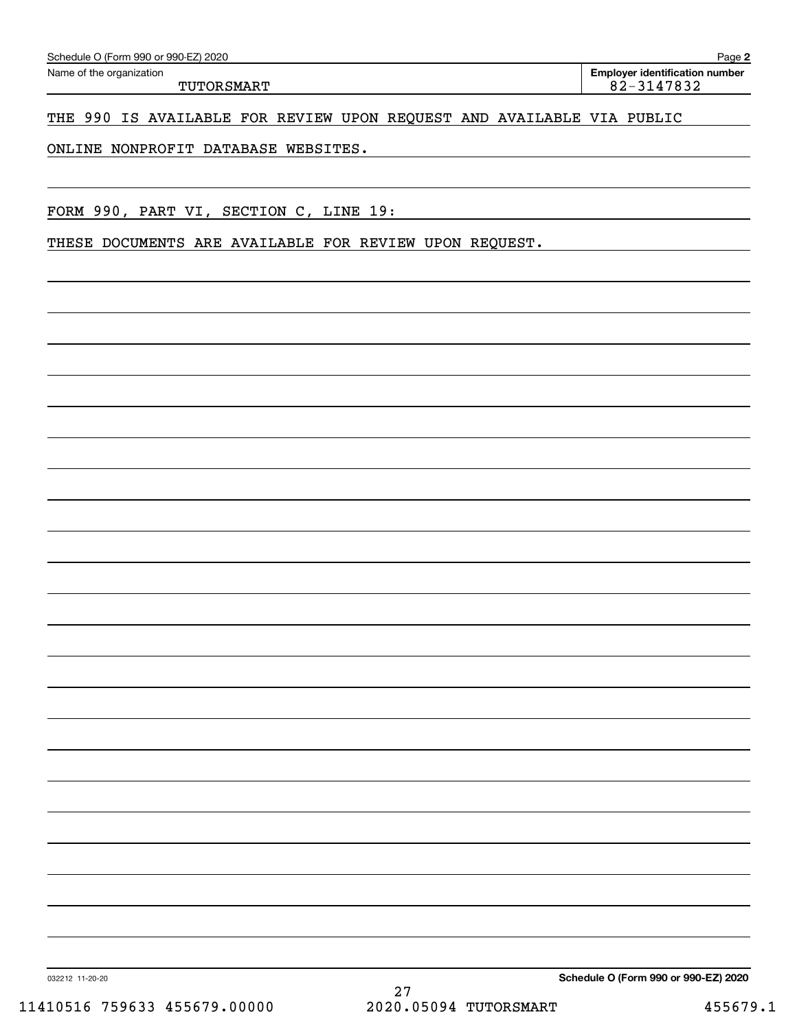Schedule O (Form 990 or 990-EZ) 2020 Page **2**

| Name of the organization | **Employer identification number** |
| --- | --- |
| TUTORSMART | 82-3147832 |

THE 990 IS AVAILABLE FOR REVIEW UPON REQUEST AND AVAILABLE VIA PUBLIC ONLINE NONPROFIT DATABASE WEBSITES.

FORM 990, PART VI, SECTION C, LINE 19:

THESE DOCUMENTS ARE AVAILABLE FOR REVIEW UPON REQUEST.

032212 11-20-20 **Schedule O (Form 990 or 990-EZ) 2020**

11410516 759633 455679.00000 2020.05094 TUTORSMART 455679.1